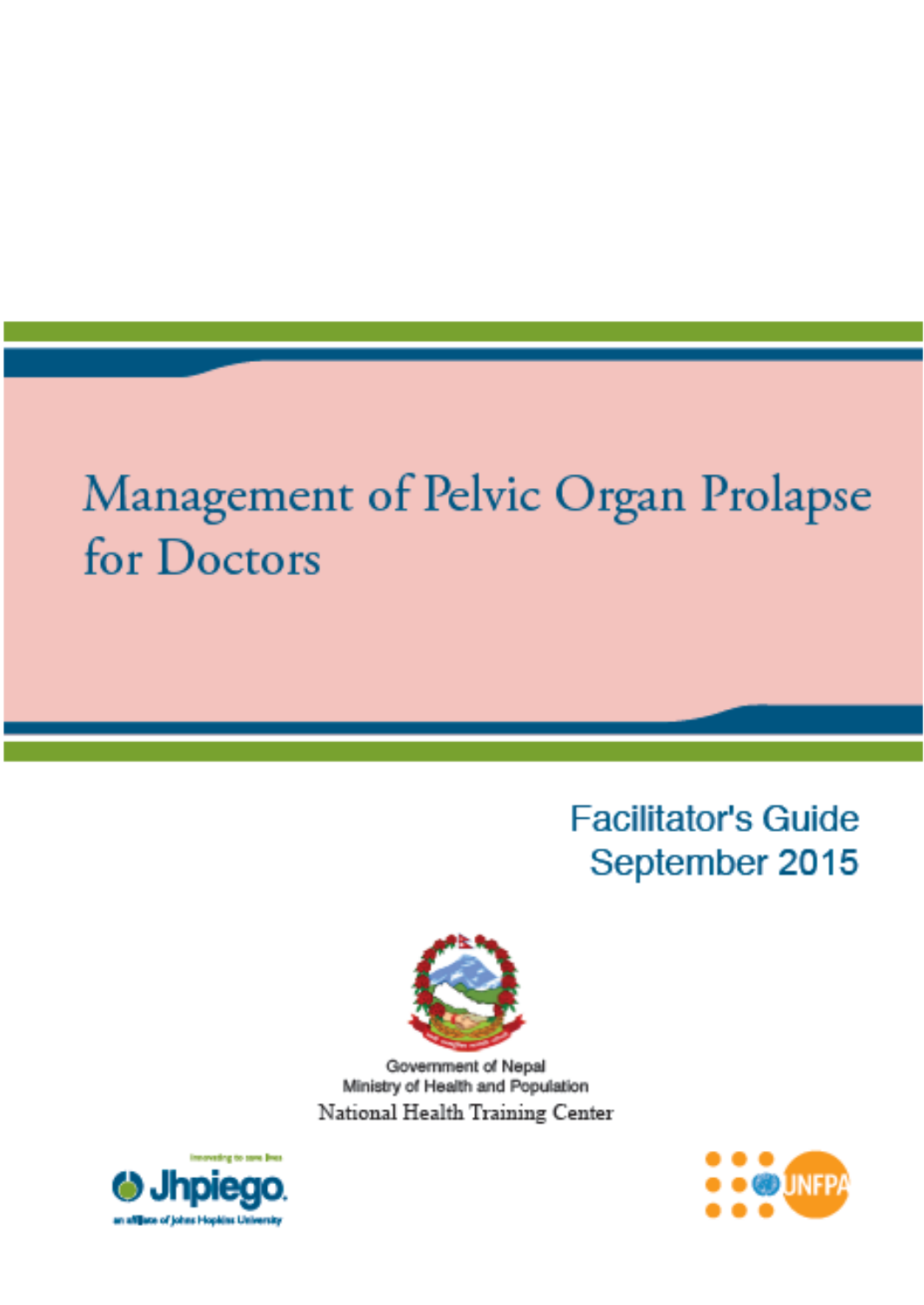# Management of Pelvic Organ Prolapse for Doctors

Facilitator's Guide
September 2015

Government of Nepal
Ministry of Health and Population
National Health Training Center

Jhpiego
an affiliate of Johns Hopkins University

UNFPA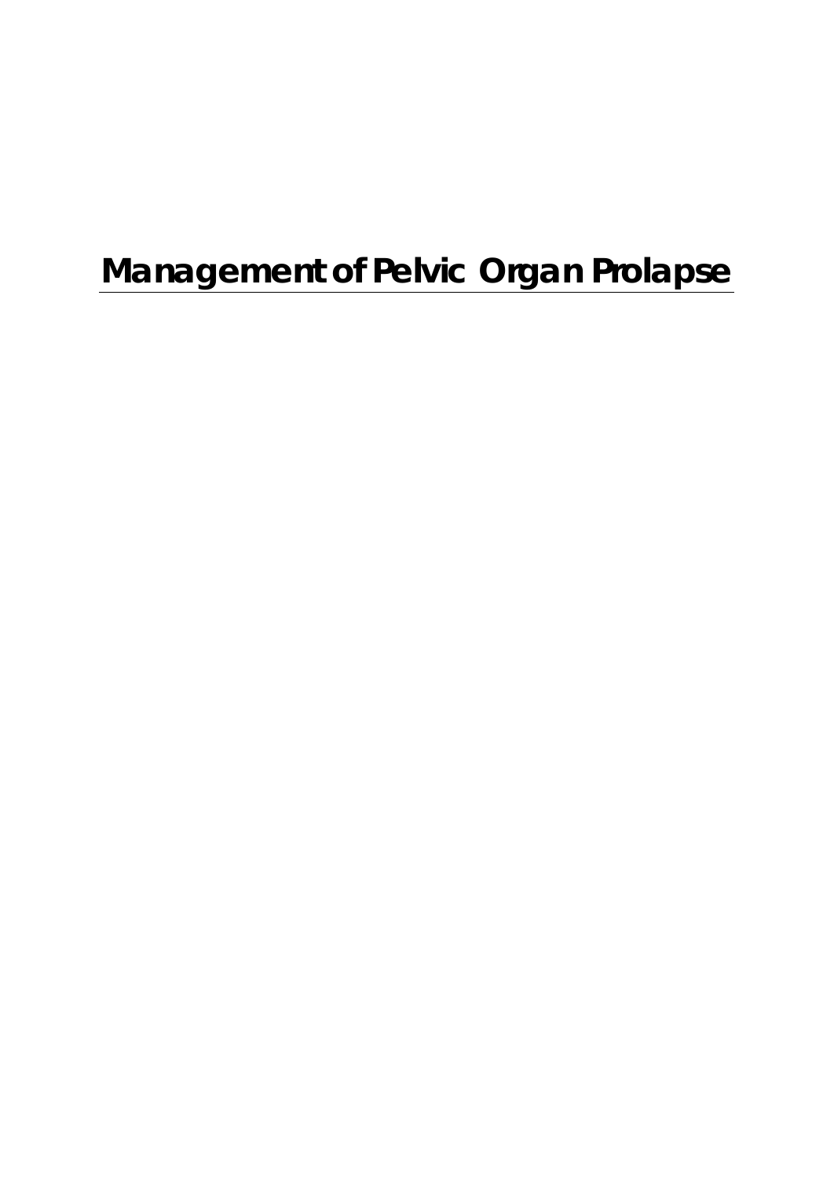# Management of Pelvic Organ Prolapse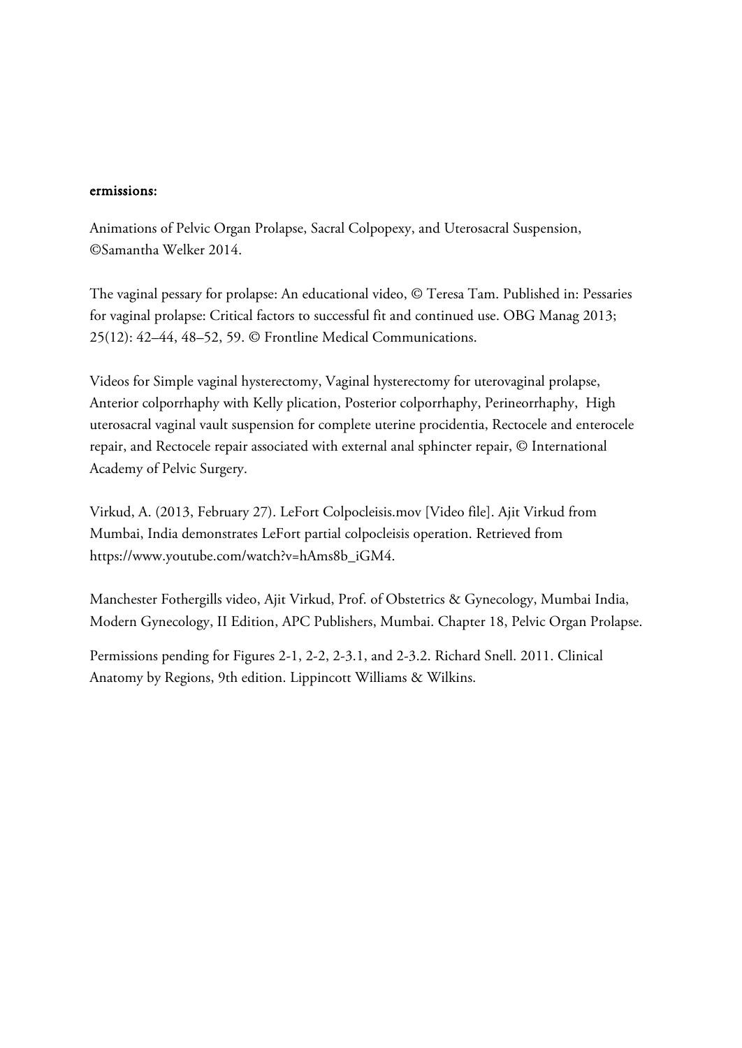**ermissions:**

Animations of Pelvic Organ Prolapse, Sacral Colpopexy, and Uterosacral Suspension, ©Samantha Welker 2014.

The vaginal pessary for prolapse: An educational video, © Teresa Tam. Published in: Pessaries for vaginal prolapse: Critical factors to successful fit and continued use. OBG Manag 2013; 25(12): 42–44, 48–52, 59. © Frontline Medical Communications.

Videos for Simple vaginal hysterectomy, Vaginal hysterectomy for uterovaginal prolapse, Anterior colporrhaphy with Kelly plication, Posterior colporrhaphy, Perineorrhaphy, High uterosacral vaginal vault suspension for complete uterine procidentia, Rectocele and enterocele repair, and Rectocele repair associated with external anal sphincter repair, © International Academy of Pelvic Surgery.

Virkud, A. (2013, February 27). LeFort Colpocleisis.mov [Video file]. Ajit Virkud from Mumbai, India demonstrates LeFort partial colpocleisis operation. Retrieved from https://www.youtube.com/watch?v=hAms8b_iGM4.

Manchester Fothergills video, Ajit Virkud, Prof. of Obstetrics & Gynecology, Mumbai India, Modern Gynecology, II Edition, APC Publishers, Mumbai. Chapter 18, Pelvic Organ Prolapse.

Permissions pending for Figures 2-1, 2-2, 2-3.1, and 2-3.2. Richard Snell. 2011. Clinical Anatomy by Regions, 9th edition. Lippincott Williams & Wilkins.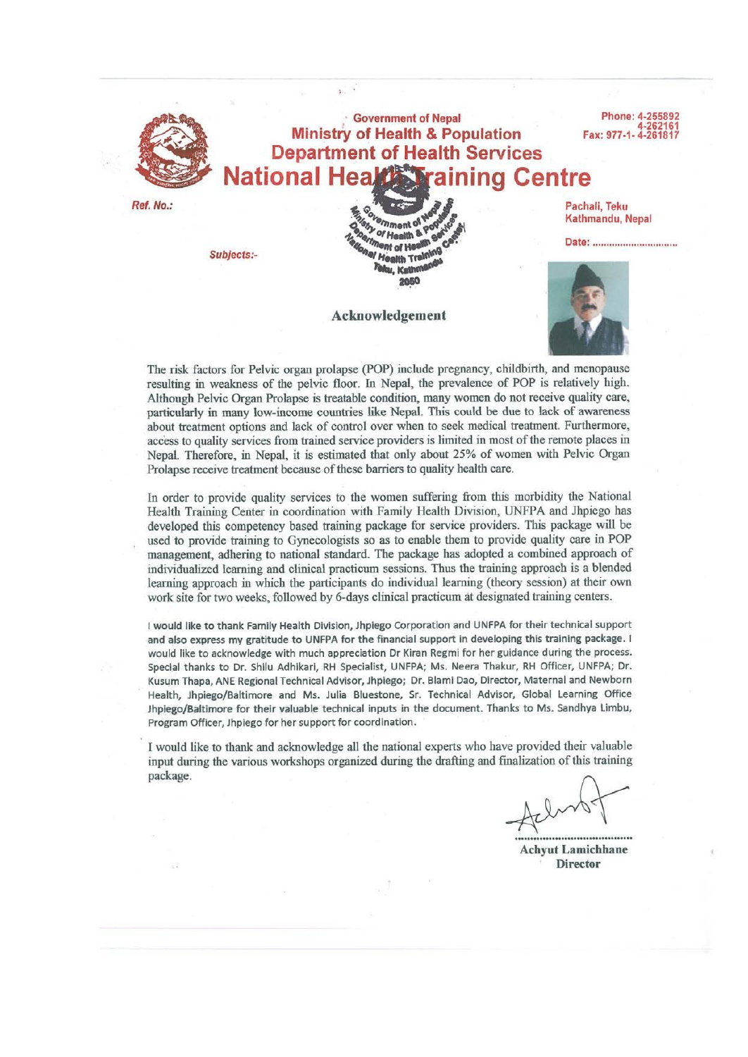Government of Nepal
Ministry of Health & Population
Department of Health Services
National Health Training Centre

Phone: 4-255892
4-262161
Fax: 977-1-4-261817

Ref. No.:

Pachali, Teku
Kathmandu, Nepal

Date: ..............................

Subjects:-

# Acknowledgement

The risk factors for Pelvic organ prolapse (POP) include pregnancy, childbirth, and menopause resulting in weakness of the pelvic floor. In Nepal, the prevalence of POP is relatively high. Although Pelvic Organ Prolapse is treatable condition, many women do not receive quality care, particularly in many low-income countries like Nepal. This could be due to lack of awareness about treatment options and lack of control over when to seek medical treatment. Furthermore, access to quality services from trained service providers is limited in most of the remote places in Nepal. Therefore, in Nepal, it is estimated that only about 25% of women with Pelvic Organ Prolapse receive treatment because of these barriers to quality health care.

In order to provide quality services to the women suffering from this morbidity the National Health Training Center in coordination with Family Health Division, UNFPA and Jhpiego has developed this competency based training package for service providers. This package will be used to provide training to Gynecologists so as to enable them to provide quality care in POP management, adhering to national standard. The package has adopted a combined approach of individualized learning and clinical practicum sessions. Thus the training approach is a blended learning approach in which the participants do individual learning (theory session) at their own work site for two weeks, followed by 6-days clinical practicum at designated training centers.

I would like to thank Family Health Division, Jhpiego Corporation and UNFPA for their technical support and also express my gratitude to UNFPA for the financial support in developing this training package. I would like to acknowledge with much appreciation Dr Kiran Regmi for her guidance during the process. Special thanks to Dr. Shilu Adhikari, RH Specialist, UNFPA; Ms. Neera Thakur, RH Officer, UNFPA; Dr. Kusum Thapa, ANE Regional Technical Advisor, Jhpiego; Dr. Blami Dao, Director, Maternal and Newborn Health, Jhpiego/Baltimore and Ms. Julia Bluestone, Sr. Technical Advisor, Global Learning Office Jhpiego/Baltimore for their valuable technical inputs in the document. Thanks to Ms. Sandhya Limbu, Program Officer, Jhpiego for her support for coordination.

I would like to thank and acknowledge all the national experts who have provided their valuable input during the various workshops organized during the drafting and finalization of this training package.

..................................
**Achyut Lamichhane**
**Director**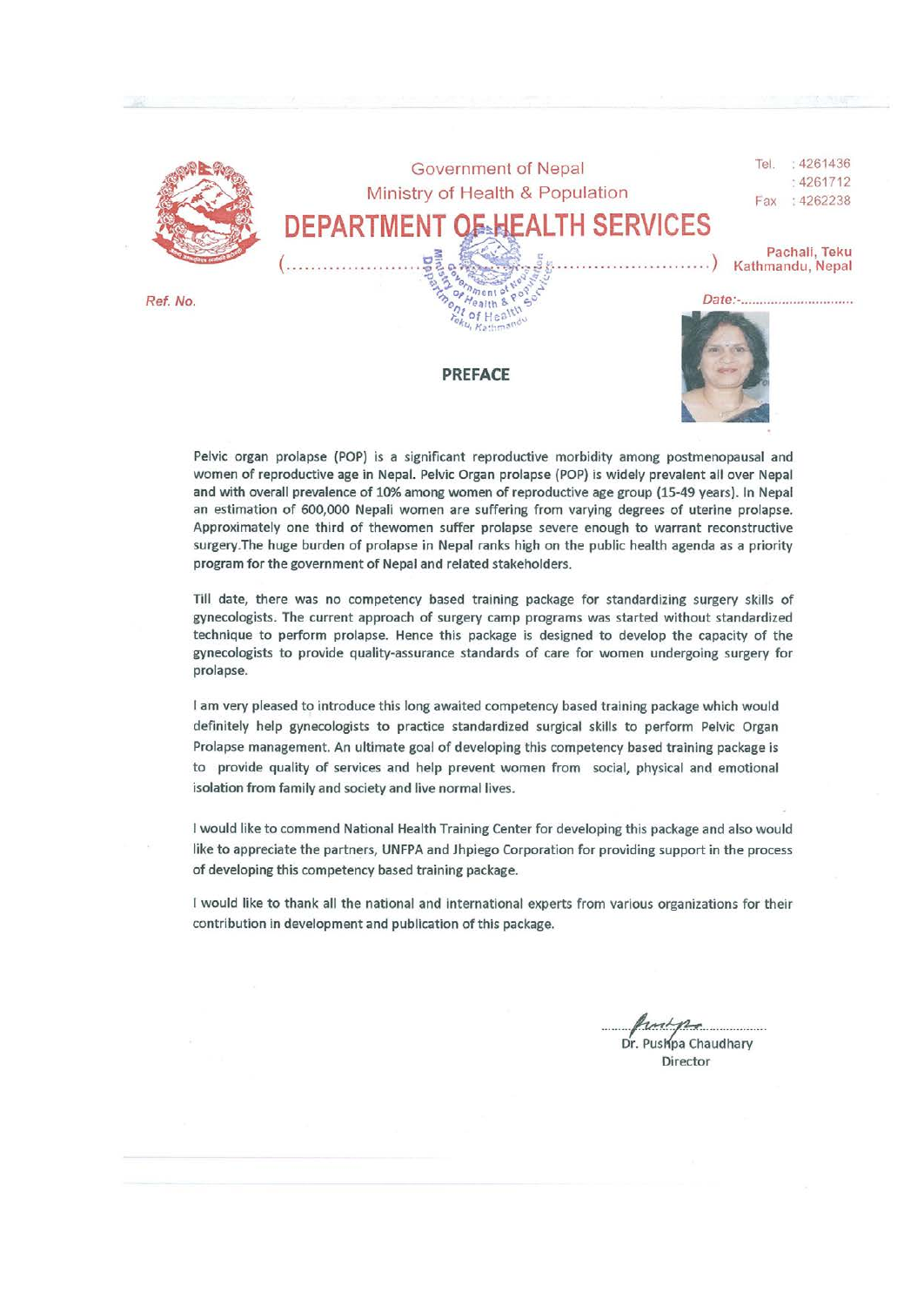Government of Nepal
Ministry of Health & Population

# DEPARTMENT OF HEALTH SERVICES

Tel. : 4261436
: 4261712
Fax : 4262238

Pachali, Teku
Kathmandu, Nepal

Ref. No.

Date:-

## PREFACE

Pelvic organ prolapse (POP) is a significant reproductive morbidity among postmenopausal and women of reproductive age in Nepal. Pelvic Organ prolapse (POP) is widely prevalent all over Nepal and with overall prevalence of 10% among women of reproductive age group (15-49 years). In Nepal an estimation of 600,000 Nepali women are suffering from varying degrees of uterine prolapse. Approximately one third of thewomen suffer prolapse severe enough to warrant reconstructive surgery.The huge burden of prolapse in Nepal ranks high on the public health agenda as a priority program for the government of Nepal and related stakeholders.

Till date, there was no competency based training package for standardizing surgery skills of gynecologists. The current approach of surgery camp programs was started without standardized technique to perform prolapse. Hence this package is designed to develop the capacity of the gynecologists to provide quality-assurance standards of care for women undergoing surgery for prolapse.

I am very pleased to introduce this long awaited competency based training package which would definitely help gynecologists to practice standardized surgical skills to perform Pelvic Organ Prolapse management. An ultimate goal of developing this competency based training package is to provide quality of services and help prevent women from social, physical and emotional isolation from family and society and live normal lives.

I would like to commend National Health Training Center for developing this package and also would like to appreciate the partners, UNFPA and Jhpiego Corporation for providing support in the process of developing this competency based training package.

I would like to thank all the national and international experts from various organizations for their contribution in development and publication of this package.

Dr. Pushpa Chaudhary
Director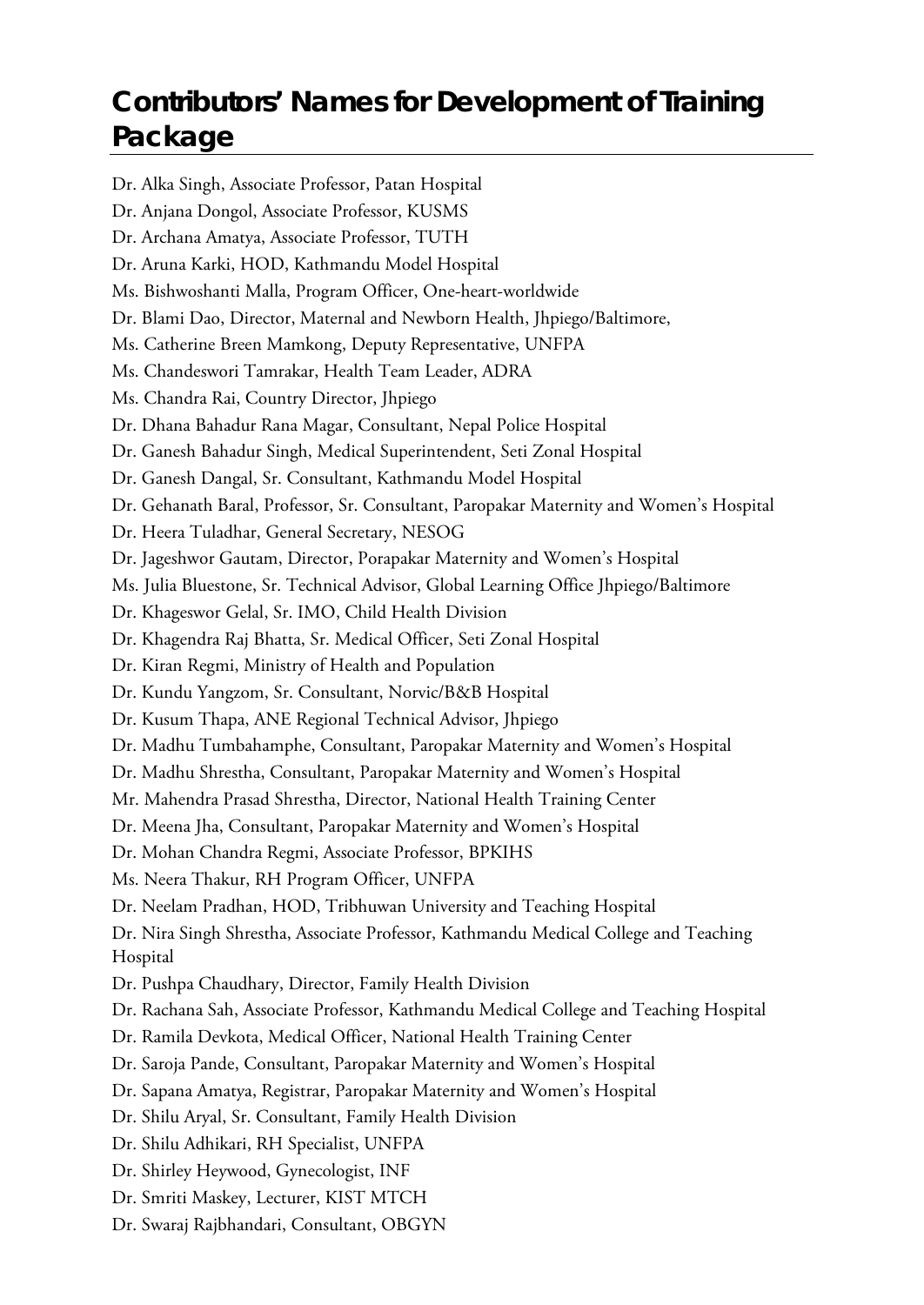# Contributors' Names for Development of Training Package

Dr. Alka Singh, Associate Professor, Patan Hospital

Dr. Anjana Dongol, Associate Professor, KUSMS

Dr. Archana Amatya, Associate Professor, TUTH

Dr. Aruna Karki, HOD, Kathmandu Model Hospital

Ms. Bishwoshanti Malla, Program Officer, One-heart-worldwide

Dr. Blami Dao, Director, Maternal and Newborn Health, Jhpiego/Baltimore,

Ms. Catherine Breen Mamkong, Deputy Representative, UNFPA

Ms. Chandeswori Tamrakar, Health Team Leader, ADRA

Ms. Chandra Rai, Country Director, Jhpiego

Dr. Dhana Bahadur Rana Magar, Consultant, Nepal Police Hospital

Dr. Ganesh Bahadur Singh, Medical Superintendent, Seti Zonal Hospital

Dr. Ganesh Dangal, Sr. Consultant, Kathmandu Model Hospital

Dr. Gehanath Baral, Professor, Sr. Consultant, Paropakar Maternity and Women's Hospital

Dr. Heera Tuladhar, General Secretary, NESOG

Dr. Jageshwor Gautam, Director, Porapakar Maternity and Women's Hospital

Ms. Julia Bluestone, Sr. Technical Advisor, Global Learning Office Jhpiego/Baltimore

Dr. Khageswor Gelal, Sr. IMO, Child Health Division

Dr. Khagendra Raj Bhatta, Sr. Medical Officer, Seti Zonal Hospital

Dr. Kiran Regmi, Ministry of Health and Population

Dr. Kundu Yangzom, Sr. Consultant, Norvic/B&B Hospital

Dr. Kusum Thapa, ANE Regional Technical Advisor, Jhpiego

Dr. Madhu Tumbahamphe, Consultant, Paropakar Maternity and Women's Hospital

Dr. Madhu Shrestha, Consultant, Paropakar Maternity and Women's Hospital

Mr. Mahendra Prasad Shrestha, Director, National Health Training Center

Dr. Meena Jha, Consultant, Paropakar Maternity and Women's Hospital

Dr. Mohan Chandra Regmi, Associate Professor, BPKIHS

Ms. Neera Thakur, RH Program Officer, UNFPA

Dr. Neelam Pradhan, HOD, Tribhuwan University and Teaching Hospital

Dr. Nira Singh Shrestha, Associate Professor, Kathmandu Medical College and Teaching Hospital

Dr. Pushpa Chaudhary, Director, Family Health Division

Dr. Rachana Sah, Associate Professor, Kathmandu Medical College and Teaching Hospital

Dr. Ramila Devkota, Medical Officer, National Health Training Center

Dr. Saroja Pande, Consultant, Paropakar Maternity and Women's Hospital

Dr. Sapana Amatya, Registrar, Paropakar Maternity and Women's Hospital

Dr. Shilu Aryal, Sr. Consultant, Family Health Division

Dr. Shilu Adhikari, RH Specialist, UNFPA

Dr. Shirley Heywood, Gynecologist, INF

Dr. Smriti Maskey, Lecturer, KIST MTCH

Dr. Swaraj Rajbhandari, Consultant, OBGYN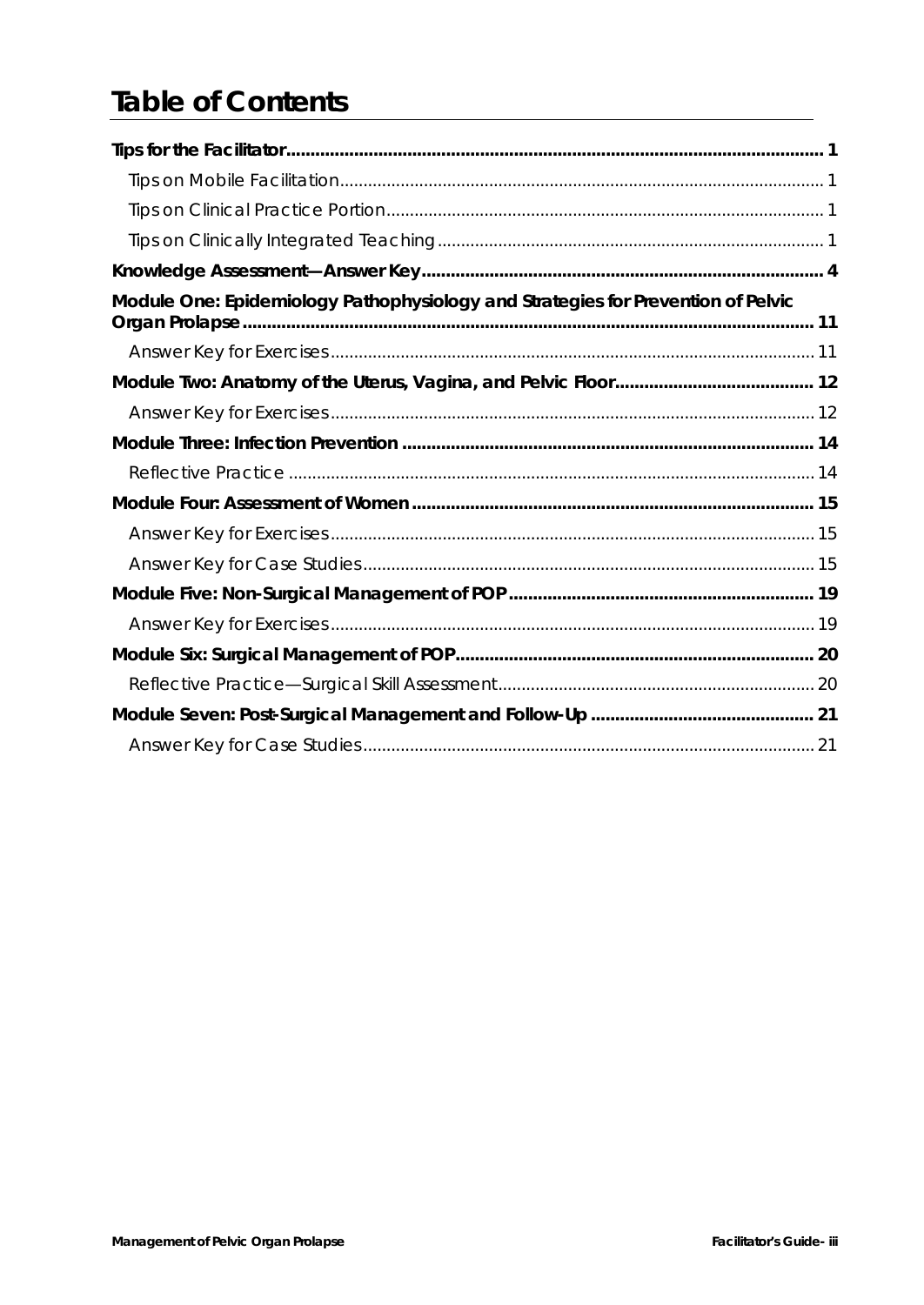# Table of Contents

**Tips for the Facilitator** ..... **1**

- Tips on Mobile Facilitation ..... 1
- Tips on Clinical Practice Portion ..... 1
- Tips on Clinically Integrated Teaching ..... 1

**Knowledge Assessment—Answer Key** ..... **4**

**Module One: Epidemiology Pathophysiology and Strategies for Prevention of Pelvic Organ Prolapse** ..... **11**

- Answer Key for Exercises ..... 11

**Module Two: Anatomy of the Uterus, Vagina, and Pelvic Floor** ..... **12**

- Answer Key for Exercises ..... 12

**Module Three: Infection Prevention** ..... **14**

- Reflective Practice ..... 14

**Module Four: Assessment of Women** ..... **15**

- Answer Key for Exercises ..... 15
- Answer Key for Case Studies ..... 15

**Module Five: Non-Surgical Management of POP** ..... **19**

- Answer Key for Exercises ..... 19

**Module Six: Surgical Management of POP** ..... **20**

- Reflective Practice—Surgical Skill Assessment ..... 20

**Module Seven: Post-Surgical Management and Follow-Up** ..... **21**

- Answer Key for Case Studies ..... 21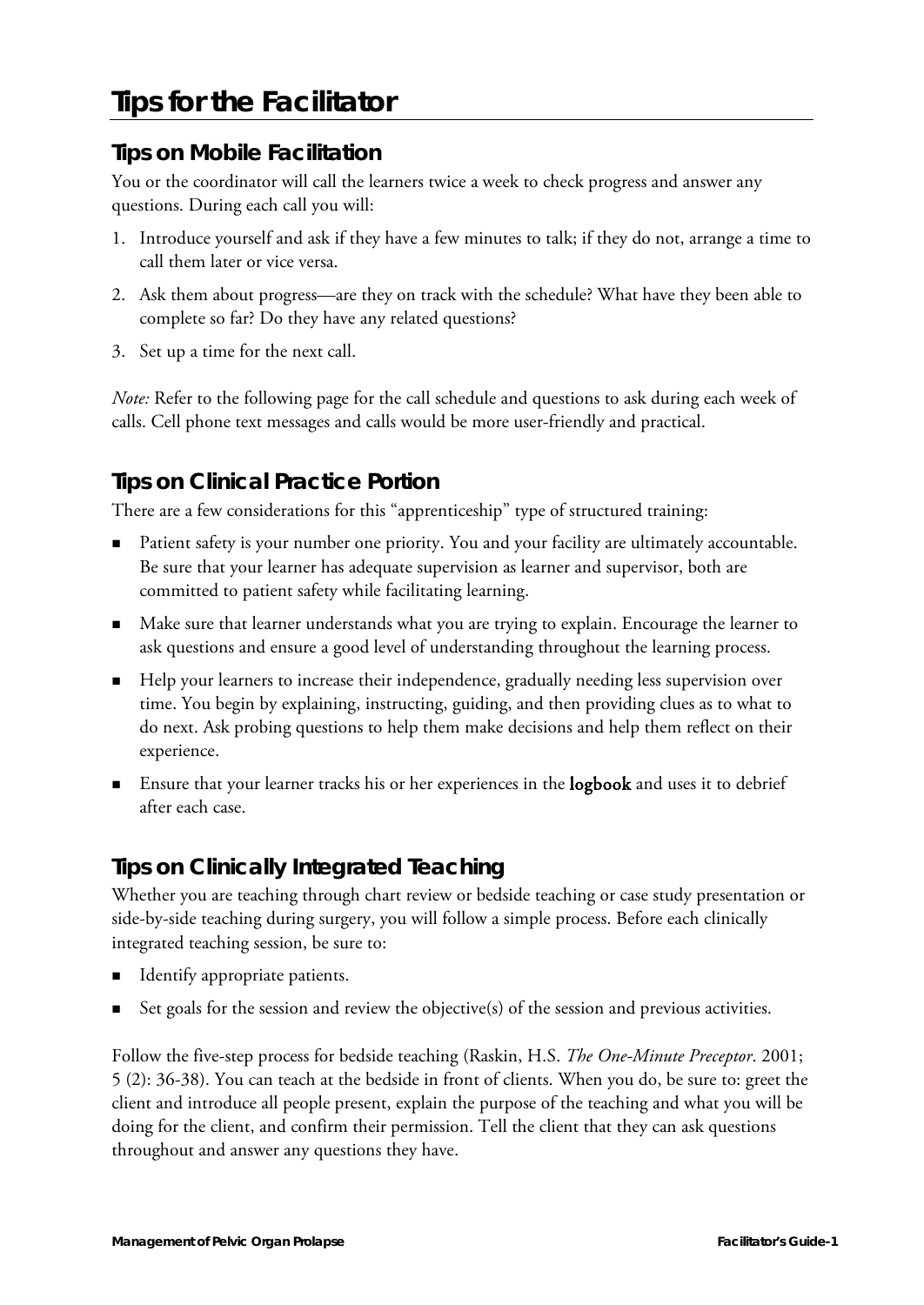# Tips for the Facilitator

## Tips on Mobile Facilitation

You or the coordinator will call the learners twice a week to check progress and answer any questions. During each call you will:

1. Introduce yourself and ask if they have a few minutes to talk; if they do not, arrange a time to call them later or vice versa.
2. Ask them about progress—are they on track with the schedule? What have they been able to complete so far? Do they have any related questions?
3. Set up a time for the next call.

*Note:* Refer to the following page for the call schedule and questions to ask during each week of calls. Cell phone text messages and calls would be more user-friendly and practical.

## Tips on Clinical Practice Portion

There are a few considerations for this "apprenticeship" type of structured training:

- Patient safety is your number one priority. You and your facility are ultimately accountable. Be sure that your learner has adequate supervision as learner and supervisor, both are committed to patient safety while facilitating learning.
- Make sure that learner understands what you are trying to explain. Encourage the learner to ask questions and ensure a good level of understanding throughout the learning process.
- Help your learners to increase their independence, gradually needing less supervision over time. You begin by explaining, instructing, guiding, and then providing clues as to what to do next. Ask probing questions to help them make decisions and help them reflect on their experience.
- Ensure that your learner tracks his or her experiences in the **logbook** and uses it to debrief after each case.

## Tips on Clinically Integrated Teaching

Whether you are teaching through chart review or bedside teaching or case study presentation or side-by-side teaching during surgery, you will follow a simple process. Before each clinically integrated teaching session, be sure to:

- Identify appropriate patients.
- Set goals for the session and review the objective(s) of the session and previous activities.

Follow the five-step process for bedside teaching (Raskin, H.S. *The One-Minute Preceptor*. 2001; 5 (2): 36-38). You can teach at the bedside in front of clients. When you do, be sure to: greet the client and introduce all people present, explain the purpose of the teaching and what you will be doing for the client, and confirm their permission. Tell the client that they can ask questions throughout and answer any questions they have.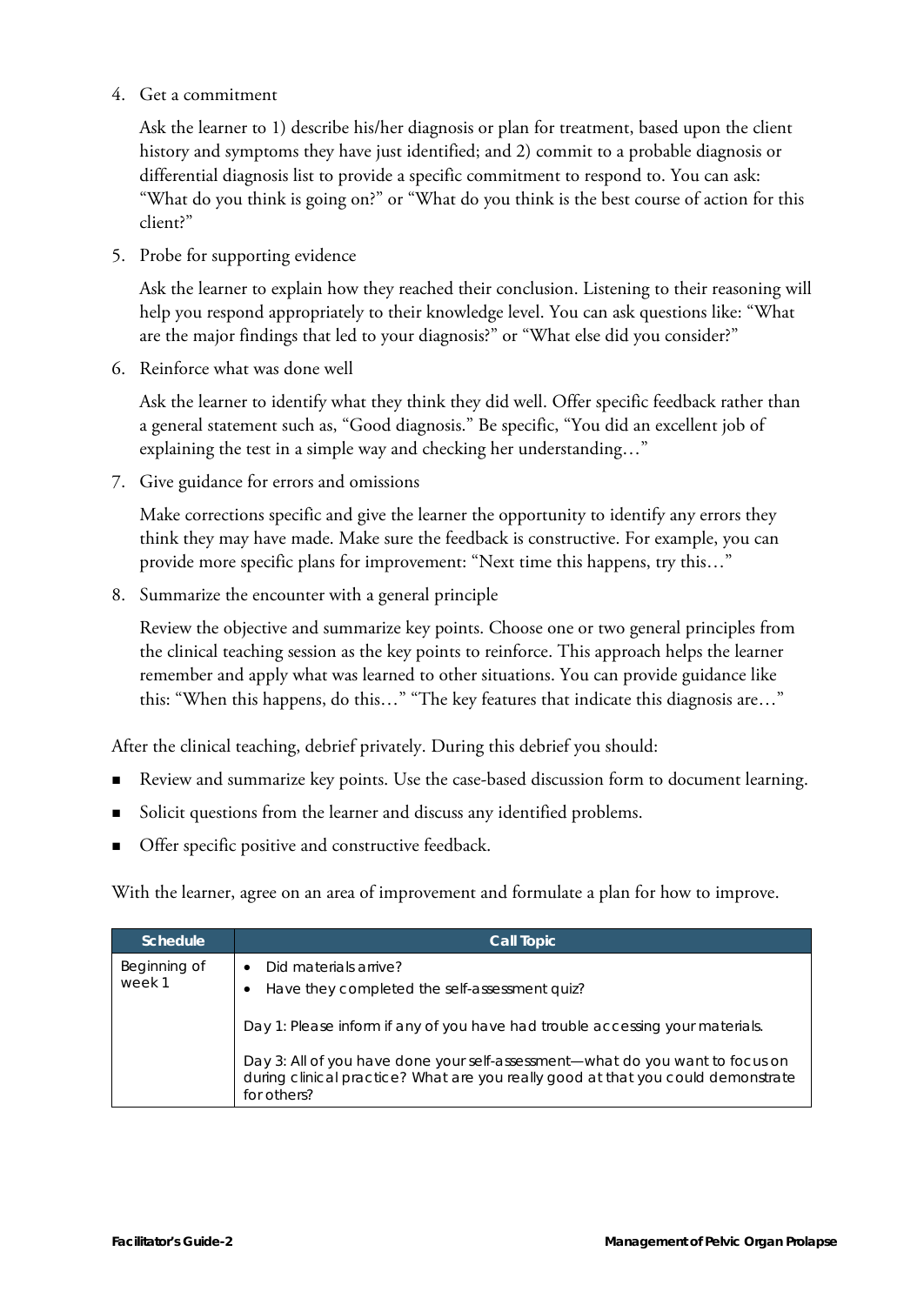4. Get a commitment

   Ask the learner to 1) describe his/her diagnosis or plan for treatment, based upon the client history and symptoms they have just identified; and 2) commit to a probable diagnosis or differential diagnosis list to provide a specific commitment to respond to. You can ask: "What do you think is going on?" or "What do you think is the best course of action for this client?"

5. Probe for supporting evidence

   Ask the learner to explain how they reached their conclusion. Listening to their reasoning will help you respond appropriately to their knowledge level. You can ask questions like: "What are the major findings that led to your diagnosis?" or "What else did you consider?"

6. Reinforce what was done well

   Ask the learner to identify what they think they did well. Offer specific feedback rather than a general statement such as, "Good diagnosis." Be specific, "You did an excellent job of explaining the test in a simple way and checking her understanding…"

7. Give guidance for errors and omissions

   Make corrections specific and give the learner the opportunity to identify any errors they think they may have made. Make sure the feedback is constructive. For example, you can provide more specific plans for improvement: "Next time this happens, try this…"

8. Summarize the encounter with a general principle

   Review the objective and summarize key points. Choose one or two general principles from the clinical teaching session as the key points to reinforce. This approach helps the learner remember and apply what was learned to other situations. You can provide guidance like this: "When this happens, do this…" "The key features that indicate this diagnosis are…"

After the clinical teaching, debrief privately. During this debrief you should:

- Review and summarize key points. Use the case-based discussion form to document learning.
- Solicit questions from the learner and discuss any identified problems.
- Offer specific positive and constructive feedback.

With the learner, agree on an area of improvement and formulate a plan for how to improve.

| Schedule | Call Topic |
|---|---|
| Beginning of week 1 | • Did materials arrive?<br>• Have they completed the self-assessment quiz?<br><br>Day 1: Please inform if any of you have had trouble accessing your materials.<br><br>Day 3: All of you have done your self-assessment—what do you want to focus on during clinical practice? What are you really good at that you could demonstrate for others? |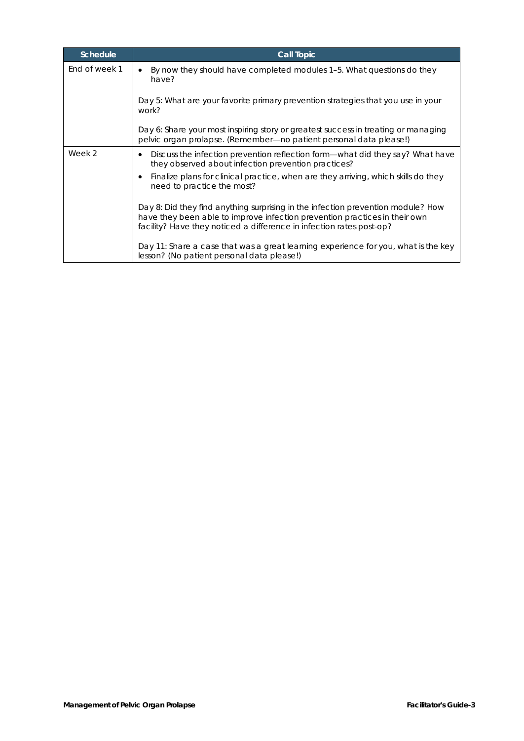| Schedule | Call Topic |
|---|---|
| End of week 1 | • By now they should have completed modules 1–5. What questions do they have?<br><br>Day 5: What are your favorite primary prevention strategies that you use in your work?<br><br>Day 6: Share your most inspiring story or greatest success in treating or managing pelvic organ prolapse. (Remember—no patient personal data please!) |
| Week 2 | • Discuss the infection prevention reflection form—what did they say? What have they observed about infection prevention practices?<br>• Finalize plans for clinical practice, when are they arriving, which skills do they need to practice the most?<br><br>Day 8: Did they find anything surprising in the infection prevention module? How have they been able to improve infection prevention practices in their own facility? Have they noticed a difference in infection rates post-op?<br><br>Day 11: Share a case that was a great learning experience for you, what is the key lesson? (No patient personal data please!) |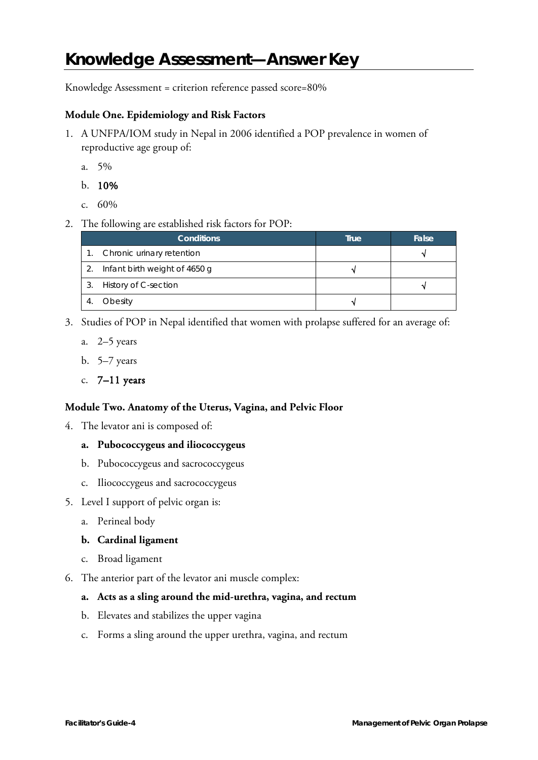# Knowledge Assessment—Answer Key

Knowledge Assessment = criterion reference passed score=80%

**Module One. Epidemiology and Risk Factors**

1. A UNFPA/IOM study in Nepal in 2006 identified a POP prevalence in women of reproductive age group of:
   a. 5%
   b. **10%**
   c. 60%

2. The following are established risk factors for POP:

| Conditions | True | False |
|---|---|---|
| 1. Chronic urinary retention | | √ |
| 2. Infant birth weight of 4650 g | √ | |
| 3. History of C-section | | √ |
| 4. Obesity | √ | |

3. Studies of POP in Nepal identified that women with prolapse suffered for an average of:
   a. 2–5 years
   b. 5–7 years
   c. **7–11 years**

**Module Two. Anatomy of the Uterus, Vagina, and Pelvic Floor**

4. The levator ani is composed of:
   **a. Pubococcygeus and iliococcygeus**
   b. Pubococcygeus and sacrococcygeus
   c. Iliococcygeus and sacrococcygeus

5. Level I support of pelvic organ is:
   a. Perineal body
   **b. Cardinal ligament**
   c. Broad ligament

6. The anterior part of the levator ani muscle complex:
   **a. Acts as a sling around the mid-urethra, vagina, and rectum**
   b. Elevates and stabilizes the upper vagina
   c. Forms a sling around the upper urethra, vagina, and rectum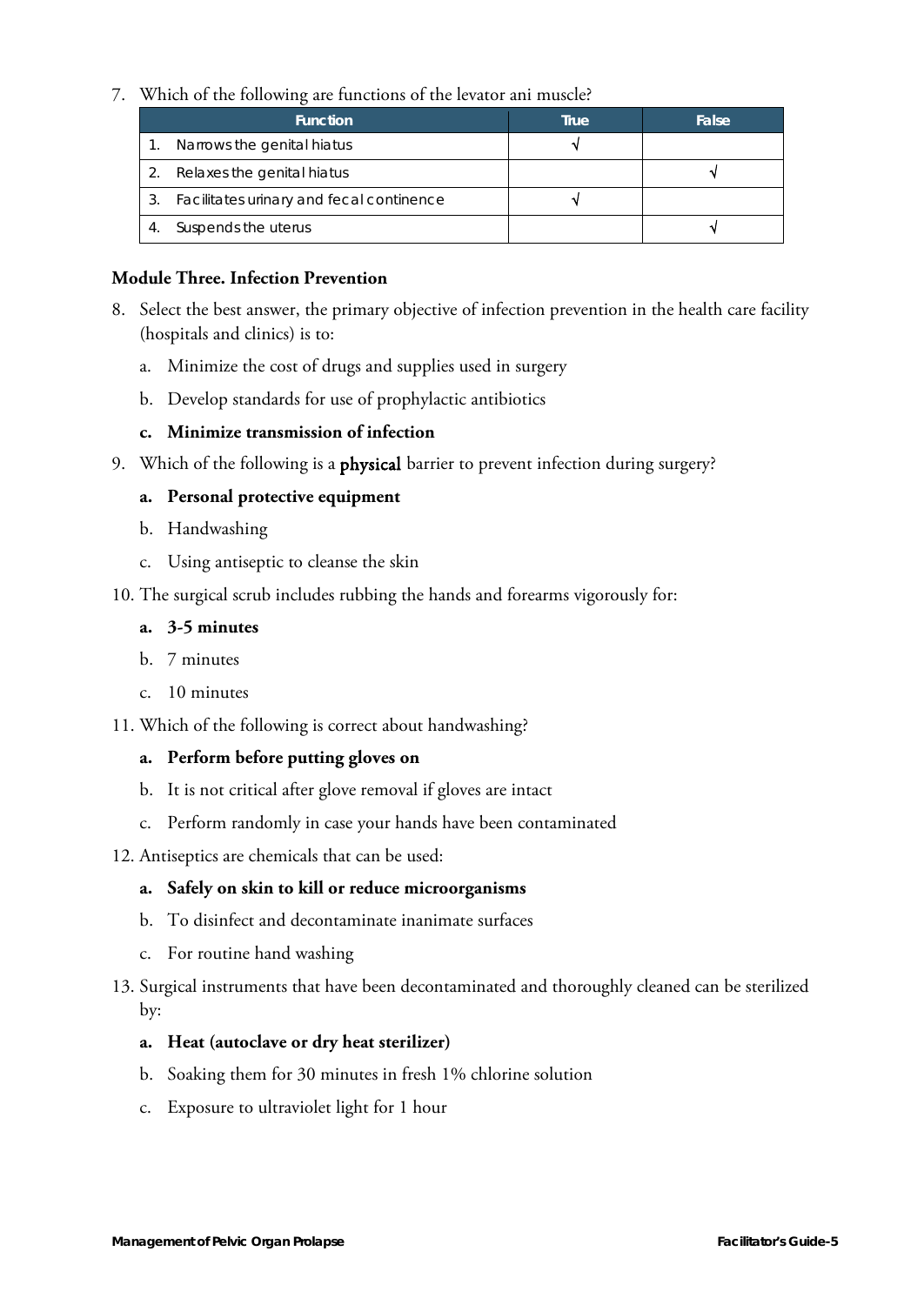7. Which of the following are functions of the levator ani muscle?

| Function | True | False |
| --- | --- | --- |
| 1. Narrows the genital hiatus | √ | |
| 2. Relaxes the genital hiatus | | √ |
| 3. Facilitates urinary and fecal continence | √ | |
| 4. Suspends the uterus | | √ |

**Module Three. Infection Prevention**

8. Select the best answer, the primary objective of infection prevention in the health care facility (hospitals and clinics) is to:
   a. Minimize the cost of drugs and supplies used in surgery
   b. Develop standards for use of prophylactic antibiotics
   **c. Minimize transmission of infection**

9. Which of the following is a **physical** barrier to prevent infection during surgery?
   **a. Personal protective equipment**
   b. Handwashing
   c. Using antiseptic to cleanse the skin

10. The surgical scrub includes rubbing the hands and forearms vigorously for:
    **a. 3-5 minutes**
    b. 7 minutes
    c. 10 minutes

11. Which of the following is correct about handwashing?
    **a. Perform before putting gloves on**
    b. It is not critical after glove removal if gloves are intact
    c. Perform randomly in case your hands have been contaminated

12. Antiseptics are chemicals that can be used:
    **a. Safely on skin to kill or reduce microorganisms**
    b. To disinfect and decontaminate inanimate surfaces
    c. For routine hand washing

13. Surgical instruments that have been decontaminated and thoroughly cleaned can be sterilized by:
    **a. Heat (autoclave or dry heat sterilizer)**
    b. Soaking them for 30 minutes in fresh 1% chlorine solution
    c. Exposure to ultraviolet light for 1 hour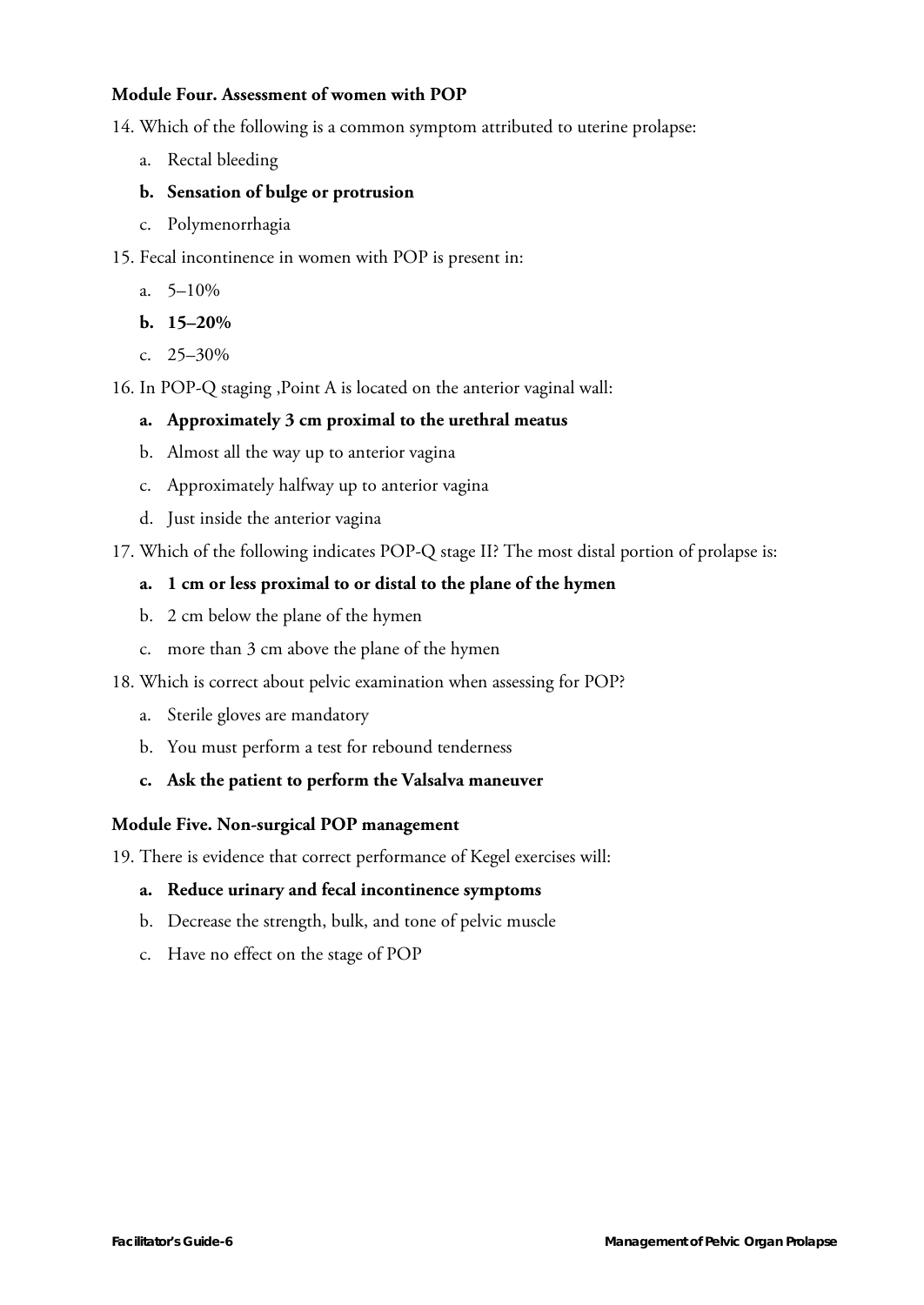**Module Four. Assessment of women with POP**

14. Which of the following is a common symptom attributed to uterine prolapse:

    a. Rectal bleeding

    **b. Sensation of bulge or protrusion**

    c. Polymenorrhagia

15. Fecal incontinence in women with POP is present in:

    a. 5–10%

    **b. 15–20%**

    c. 25–30%

16. In POP-Q staging ,Point A is located on the anterior vaginal wall:

    **a. Approximately 3 cm proximal to the urethral meatus**

    b. Almost all the way up to anterior vagina

    c. Approximately halfway up to anterior vagina

    d. Just inside the anterior vagina

17. Which of the following indicates POP-Q stage II? The most distal portion of prolapse is:

    **a. 1 cm or less proximal to or distal to the plane of the hymen**

    b. 2 cm below the plane of the hymen

    c. more than 3 cm above the plane of the hymen

18. Which is correct about pelvic examination when assessing for POP?

    a. Sterile gloves are mandatory

    b. You must perform a test for rebound tenderness

    **c. Ask the patient to perform the Valsalva maneuver**

**Module Five. Non-surgical POP management**

19. There is evidence that correct performance of Kegel exercises will:

    **a. Reduce urinary and fecal incontinence symptoms**

    b. Decrease the strength, bulk, and tone of pelvic muscle

    c. Have no effect on the stage of POP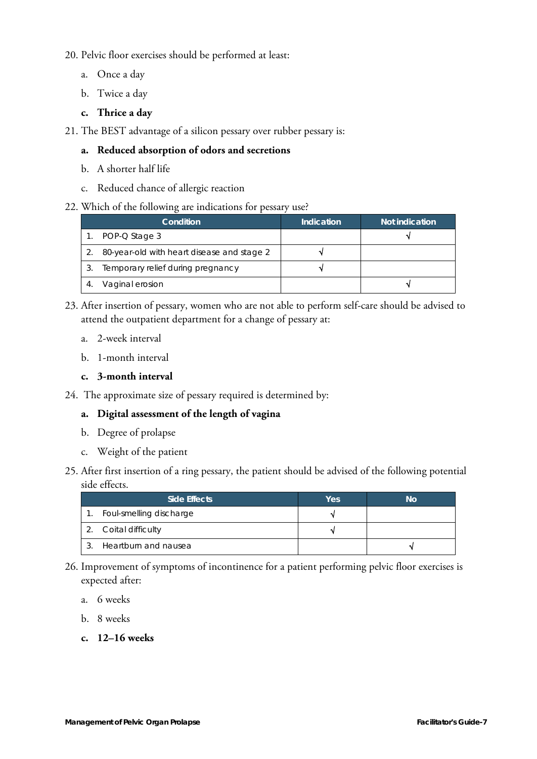20. Pelvic floor exercises should be performed at least:

    a. Once a day

    b. Twice a day

    **c. Thrice a day**

21. The BEST advantage of a silicon pessary over rubber pessary is:

    **a. Reduced absorption of odors and secretions**

    b. A shorter half life

    c. Reduced chance of allergic reaction

22. Which of the following are indications for pessary use?

| Condition | Indication | Not indication |
|---|---|---|
| 1. POP-Q Stage 3 | | √ |
| 2. 80-year-old with heart disease and stage 2 | √ | |
| 3. Temporary relief during pregnancy | √ | |
| 4. Vaginal erosion | | √ |

23. After insertion of pessary, women who are not able to perform self-care should be advised to attend the outpatient department for a change of pessary at:

    a. 2-week interval

    b. 1-month interval

    **c. 3-month interval**

24. The approximate size of pessary required is determined by:

    **a. Digital assessment of the length of vagina**

    b. Degree of prolapse

    c. Weight of the patient

25. After first insertion of a ring pessary, the patient should be advised of the following potential side effects.

| Side Effects | Yes | No |
|---|---|---|
| 1. Foul-smelling discharge | √ | |
| 2. Coital difficulty | √ | |
| 3. Heartburn and nausea | | √ |

26. Improvement of symptoms of incontinence for a patient performing pelvic floor exercises is expected after:

    a. 6 weeks

    b. 8 weeks

    **c. 12–16 weeks**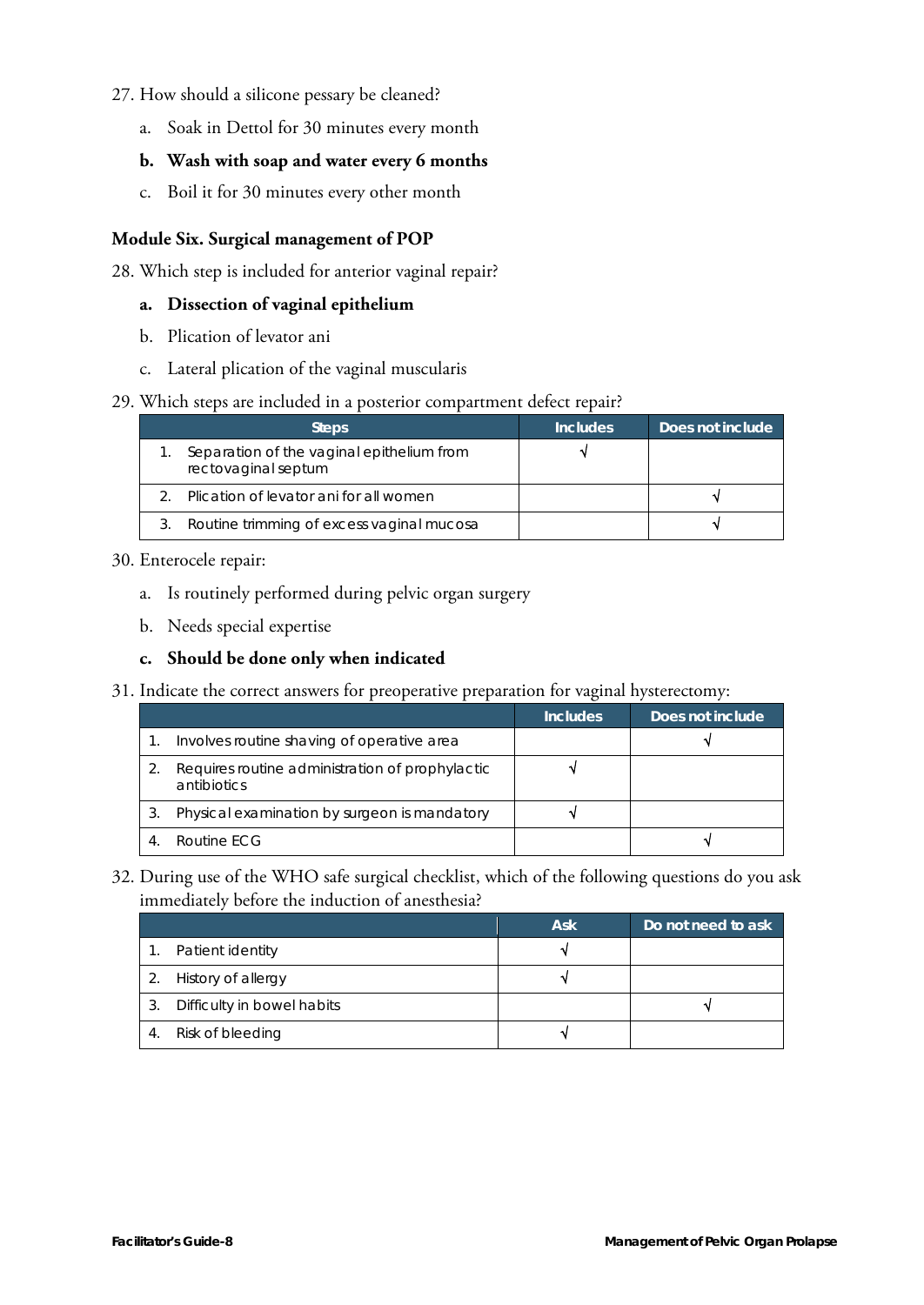27. How should a silicone pessary be cleaned?

    a. Soak in Dettol for 30 minutes every month

    **b. Wash with soap and water every 6 months**

    c. Boil it for 30 minutes every other month

### Module Six. Surgical management of POP

28. Which step is included for anterior vaginal repair?

    **a. Dissection of vaginal epithelium**

    b. Plication of levator ani

    c. Lateral plication of the vaginal muscularis

29. Which steps are included in a posterior compartment defect repair?

| Steps | Includes | Does not include |
|---|---|---|
| 1. Separation of the vaginal epithelium from rectovaginal septum | √ | |
| 2. Plication of levator ani for all women | | √ |
| 3. Routine trimming of excess vaginal mucosa | | √ |

30. Enterocele repair:

    a. Is routinely performed during pelvic organ surgery

    b. Needs special expertise

    **c. Should be done only when indicated**

31. Indicate the correct answers for preoperative preparation for vaginal hysterectomy:

| | Includes | Does not include |
|---|---|---|
| 1. Involves routine shaving of operative area | | √ |
| 2. Requires routine administration of prophylactic antibiotics | √ | |
| 3. Physical examination by surgeon is mandatory | √ | |
| 4. Routine ECG | | √ |

32. During use of the WHO safe surgical checklist, which of the following questions do you ask immediately before the induction of anesthesia?

| | Ask | Do not need to ask |
|---|---|---|
| 1. Patient identity | √ | |
| 2. History of allergy | √ | |
| 3. Difficulty in bowel habits | | √ |
| 4. Risk of bleeding | √ | |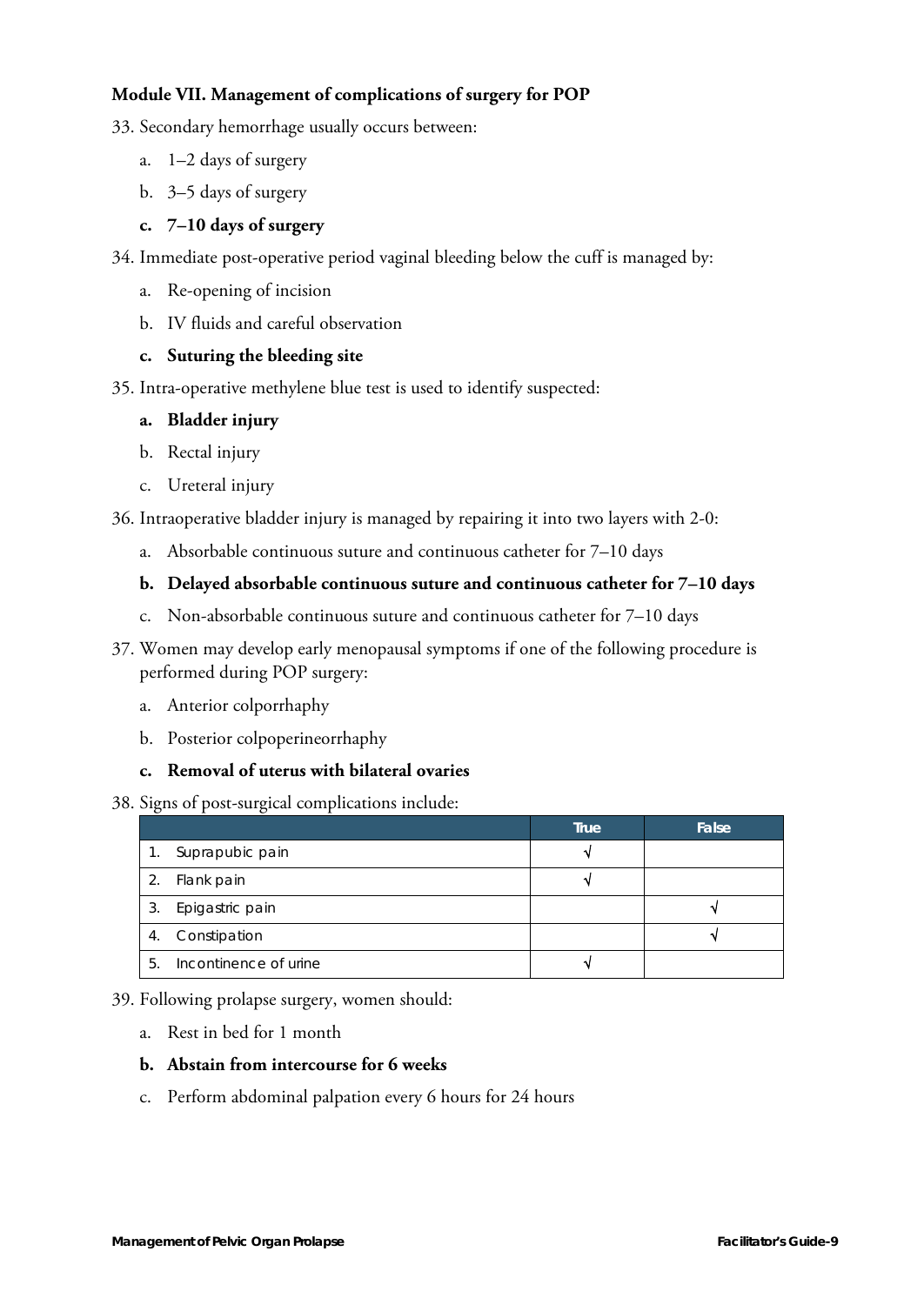**Module VII. Management of complications of surgery for POP**

33. Secondary hemorrhage usually occurs between:
    a. 1–2 days of surgery
    b. 3–5 days of surgery
    **c. 7–10 days of surgery**

34. Immediate post-operative period vaginal bleeding below the cuff is managed by:
    a. Re-opening of incision
    b. IV fluids and careful observation
    **c. Suturing the bleeding site**

35. Intra-operative methylene blue test is used to identify suspected:
    **a. Bladder injury**
    b. Rectal injury
    c. Ureteral injury

36. Intraoperative bladder injury is managed by repairing it into two layers with 2-0:
    a. Absorbable continuous suture and continuous catheter for 7–10 days
    **b. Delayed absorbable continuous suture and continuous catheter for 7–10 days**
    c. Non-absorbable continuous suture and continuous catheter for 7–10 days

37. Women may develop early menopausal symptoms if one of the following procedure is performed during POP surgery:
    a. Anterior colporrhaphy
    b. Posterior colpoperineorrhaphy
    **c. Removal of uterus with bilateral ovaries**

38. Signs of post-surgical complications include:

| | True | False |
|---|---|---|
| 1. Suprapubic pain | √ | |
| 2. Flank pain | √ | |
| 3. Epigastric pain | | √ |
| 4. Constipation | | √ |
| 5. Incontinence of urine | √ | |

39. Following prolapse surgery, women should:
    a. Rest in bed for 1 month
    **b. Abstain from intercourse for 6 weeks**
    c. Perform abdominal palpation every 6 hours for 24 hours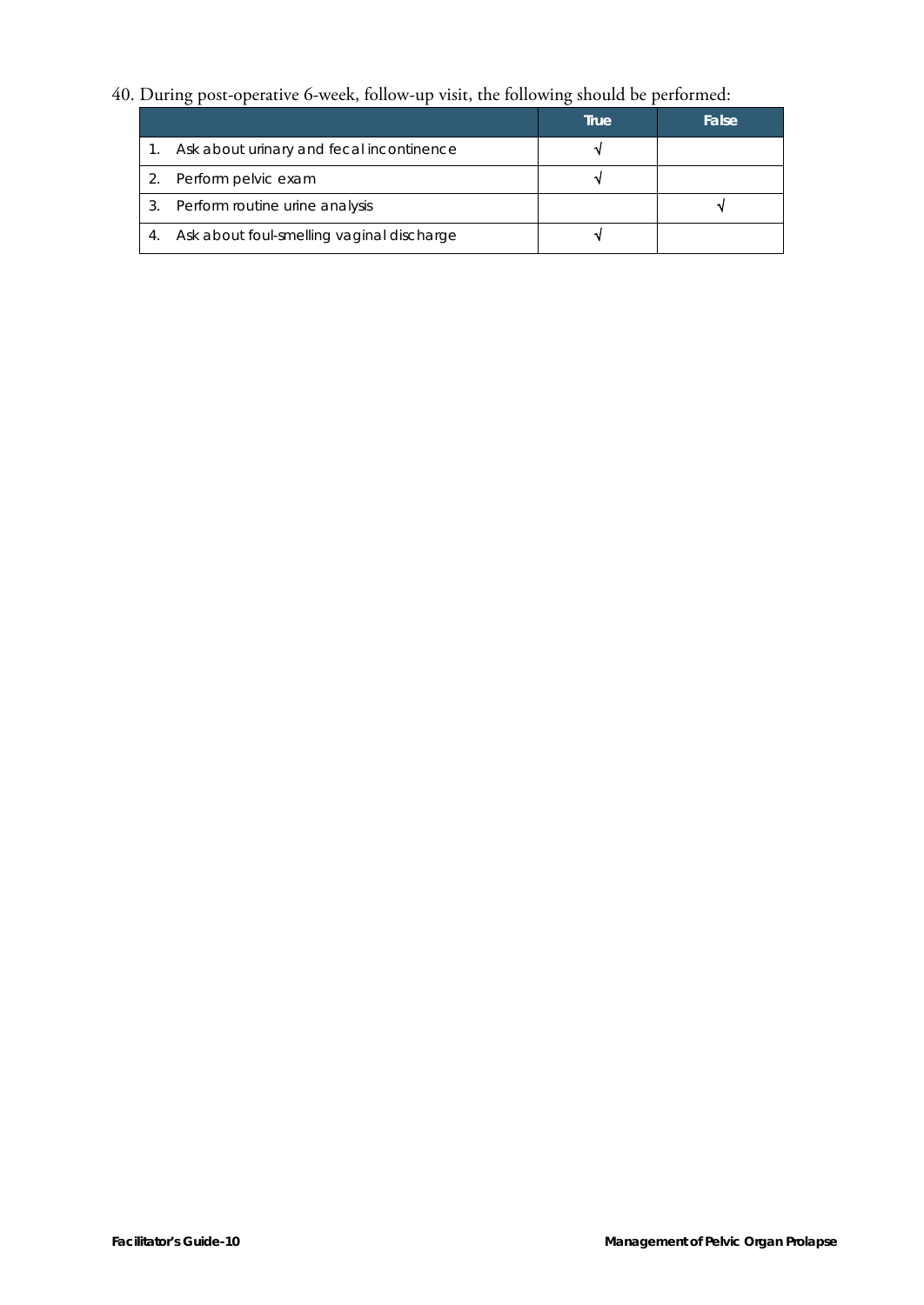40. During post-operative 6-week, follow-up visit, the following should be performed:

| | True | False |
|---|---|---|
| 1. Ask about urinary and fecal incontinence | √ | |
| 2. Perform pelvic exam | √ | |
| 3. Perform routine urine analysis | | √ |
| 4. Ask about foul-smelling vaginal discharge | √ | |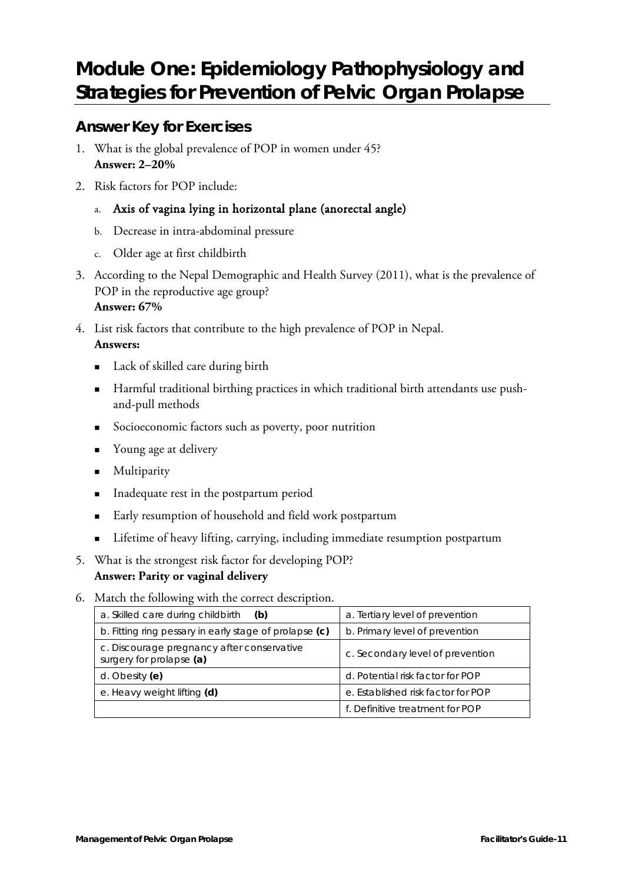# Module One: Epidemiology Pathophysiology and Strategies for Prevention of Pelvic Organ Prolapse

## Answer Key for Exercises

1. What is the global prevalence of POP in women under 45?
   **Answer: 2–20%**

2. Risk factors for POP include:
   a. **Axis of vagina lying in horizontal plane (anorectal angle)**
   b. Decrease in intra-abdominal pressure
   c. Older age at first childbirth

3. According to the Nepal Demographic and Health Survey (2011), what is the prevalence of POP in the reproductive age group?
   **Answer: 67%**

4. List risk factors that contribute to the high prevalence of POP in Nepal.
   **Answers:**
   - Lack of skilled care during birth
   - Harmful traditional birthing practices in which traditional birth attendants use push-and-pull methods
   - Socioeconomic factors such as poverty, poor nutrition
   - Young age at delivery
   - Multiparity
   - Inadequate rest in the postpartum period
   - Early resumption of household and field work postpartum
   - Lifetime of heavy lifting, carrying, including immediate resumption postpartum

5. What is the strongest risk factor for developing POP?
   **Answer: Parity or vaginal delivery**

6. Match the following with the correct description.

| | |
|---|---|
| a. Skilled care during childbirth **(b)** | a. Tertiary level of prevention |
| b. Fitting ring pessary in early stage of prolapse **(c)** | b. Primary level of prevention |
| c. Discourage pregnancy after conservative surgery for prolapse **(a)** | c. Secondary level of prevention |
| d. Obesity **(e)** | d. Potential risk factor for POP |
| e. Heavy weight lifting **(d)** | e. Established risk factor for POP |
| | f. Definitive treatment for POP |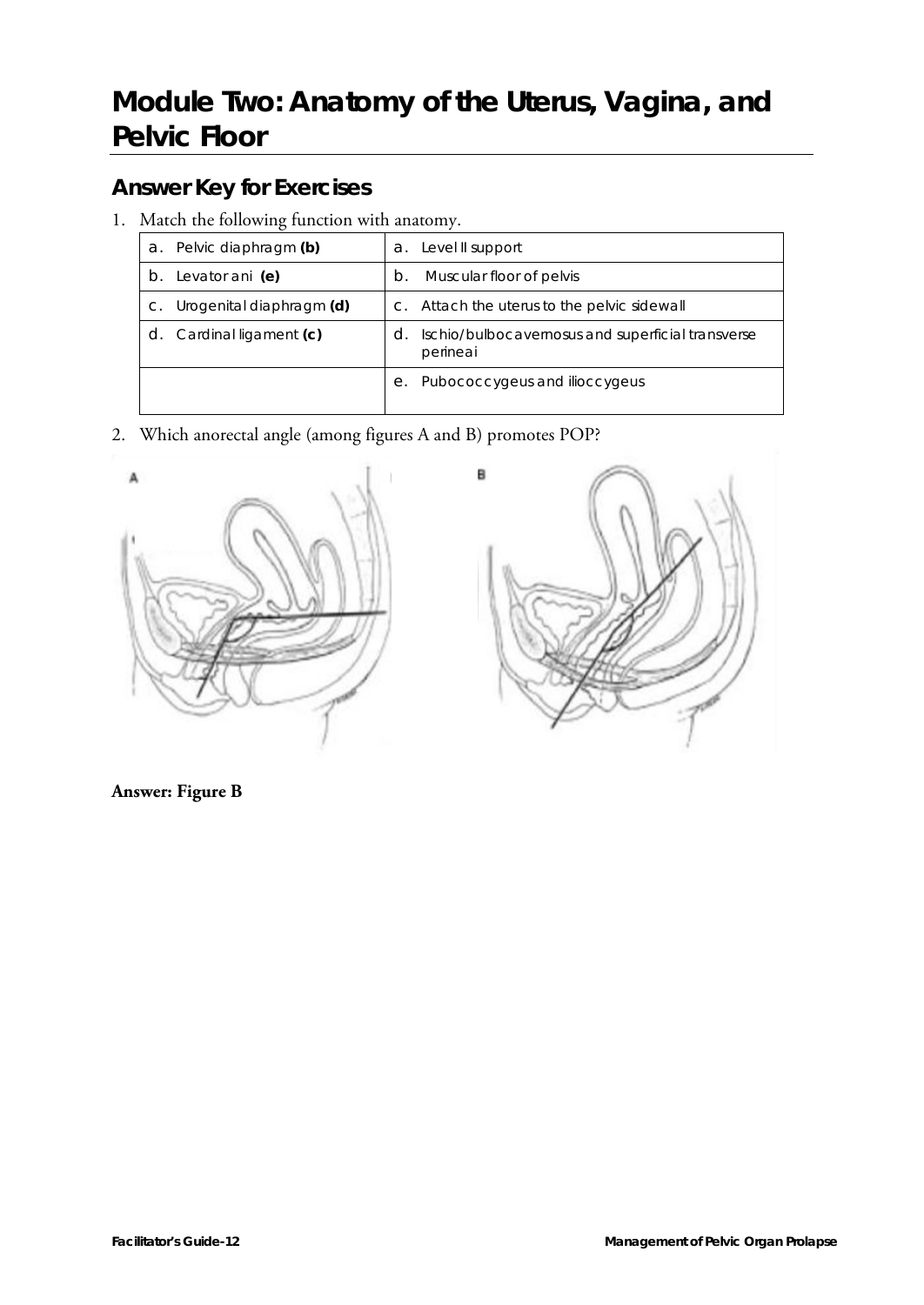# Module Two: Anatomy of the Uterus, Vagina, and Pelvic Floor

## Answer Key for Exercises

1. Match the following function with anatomy.

| | |
|---|---|
| a. Pelvic diaphragm **(b)** | a. Level II support |
| b. Levator ani **(e)** | b. Muscular floor of pelvis |
| c. Urogenital diaphragm **(d)** | c. Attach the uterus to the pelvic sidewall |
| d. Cardinal ligament **(c)** | d. Ischio/bulbocavernosus and superficial transverse perineai |
| | e. Pubococcygeus and iliococcygeus |

2. Which anorectal angle (among figures A and B) promotes POP?

A

B

**Answer: Figure B**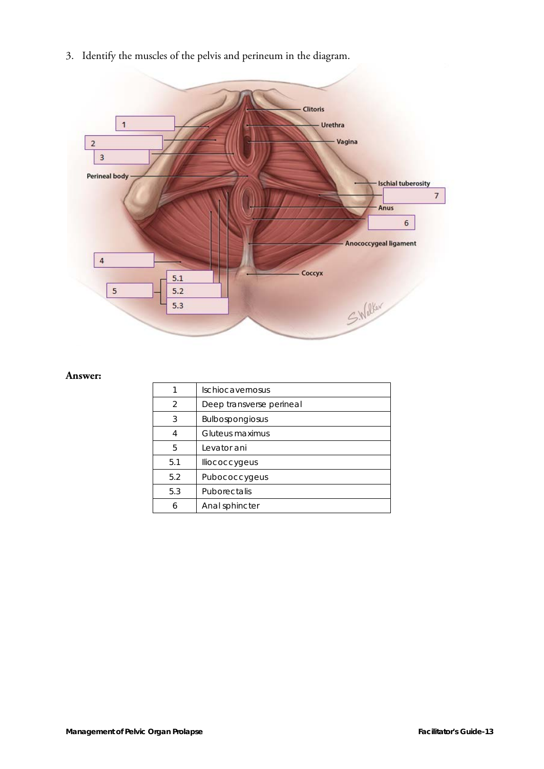3. Identify the muscles of the pelvis and perineum in the diagram.

**Answer:**

| 1 | Ischiocavernosus |
|---|---|
| 2 | Deep transverse perineal |
| 3 | Bulbospongiosus |
| 4 | Gluteus maximus |
| 5 | Levator ani |
| 5.1 | Iliococcygeus |
| 5.2 | Pubococcygeus |
| 5.3 | Puborectalis |
| 6 | Anal sphincter |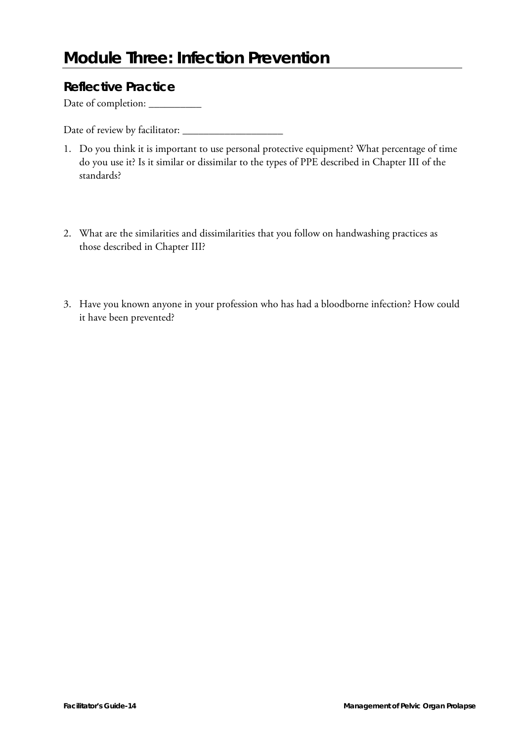# Module Three: Infection Prevention

## Reflective Practice

Date of completion: __________

Date of review by facilitator: ___________________

1. Do you think it is important to use personal protective equipment? What percentage of time do you use it? Is it similar or dissimilar to the types of PPE described in Chapter III of the standards?

2. What are the similarities and dissimilarities that you follow on handwashing practices as those described in Chapter III?

3. Have you known anyone in your profession who has had a bloodborne infection? How could it have been prevented?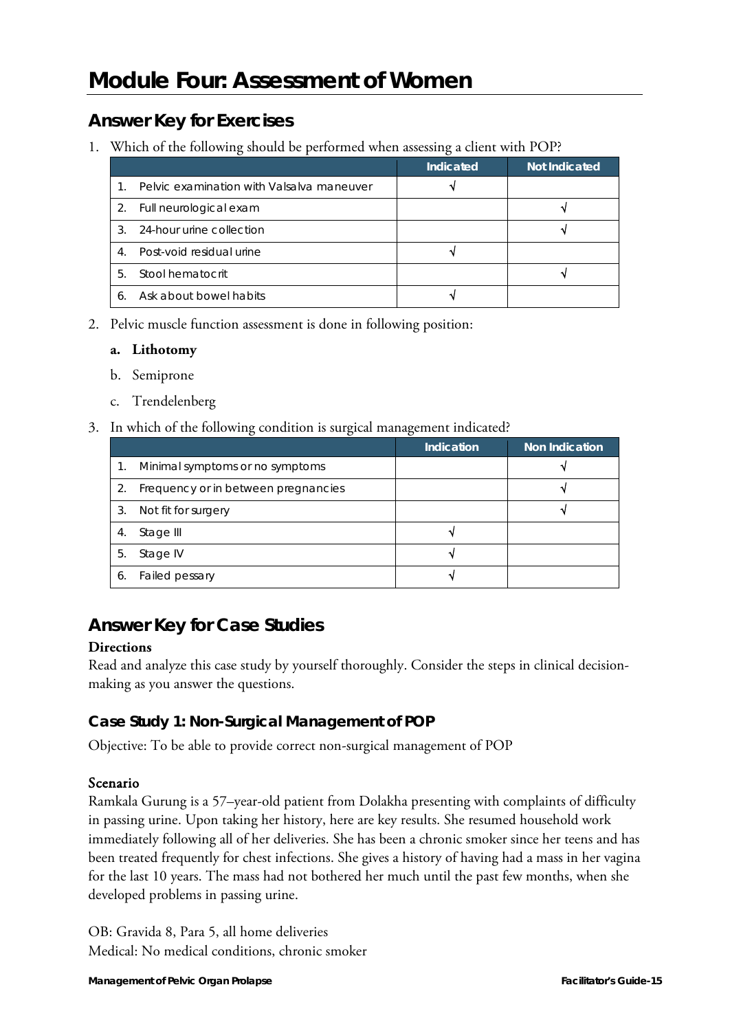# Module Four: Assessment of Women

## Answer Key for Exercises

1. Which of the following should be performed when assessing a client with POP?

| | Indicated | Not Indicated |
|---|---|---|
| 1. Pelvic examination with Valsalva maneuver | √ | |
| 2. Full neurological exam | | √ |
| 3. 24-hour urine collection | | √ |
| 4. Post-void residual urine | √ | |
| 5. Stool hematocrit | | √ |
| 6. Ask about bowel habits | √ | |

2. Pelvic muscle function assessment is done in following position:

   **a. Lithotomy**

   b. Semiprone

   c. Trendelenberg

3. In which of the following condition is surgical management indicated?

| | Indication | Non Indication |
|---|---|---|
| 1. Minimal symptoms or no symptoms | | √ |
| 2. Frequency or in between pregnancies | | √ |
| 3. Not fit for surgery | | √ |
| 4. Stage III | √ | |
| 5. Stage IV | √ | |
| 6. Failed pessary | √ | |

## Answer Key for Case Studies

**Directions**

Read and analyze this case study by yourself thoroughly. Consider the steps in clinical decision-making as you answer the questions.

### Case Study 1: Non-Surgical Management of POP

Objective: To be able to provide correct non-surgical management of POP

**Scenario**

Ramkala Gurung is a 57–year-old patient from Dolakha presenting with complaints of difficulty in passing urine. Upon taking her history, here are key results. She resumed household work immediately following all of her deliveries. She has been a chronic smoker since her teens and has been treated frequently for chest infections. She gives a history of having had a mass in her vagina for the last 10 years. The mass had not bothered her much until the past few months, when she developed problems in passing urine.

OB: Gravida 8, Para 5, all home deliveries

Medical: No medical conditions, chronic smoker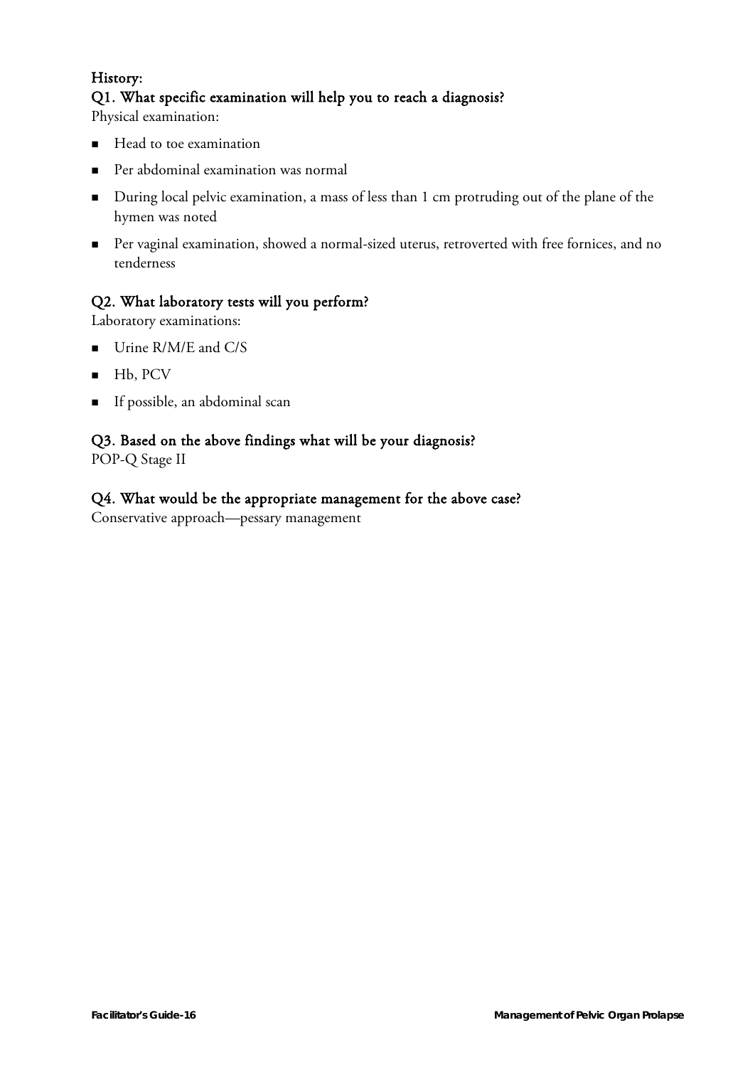**History:**

**Q1. What specific examination will help you to reach a diagnosis?**

Physical examination:

- Head to toe examination
- Per abdominal examination was normal
- During local pelvic examination, a mass of less than 1 cm protruding out of the plane of the hymen was noted
- Per vaginal examination, showed a normal-sized uterus, retroverted with free fornices, and no tenderness

**Q2. What laboratory tests will you perform?**

Laboratory examinations:

- Urine R/M/E and C/S
- Hb, PCV
- If possible, an abdominal scan

**Q3. Based on the above findings what will be your diagnosis?**

POP-Q Stage II

**Q4. What would be the appropriate management for the above case?**

Conservative approach—pessary management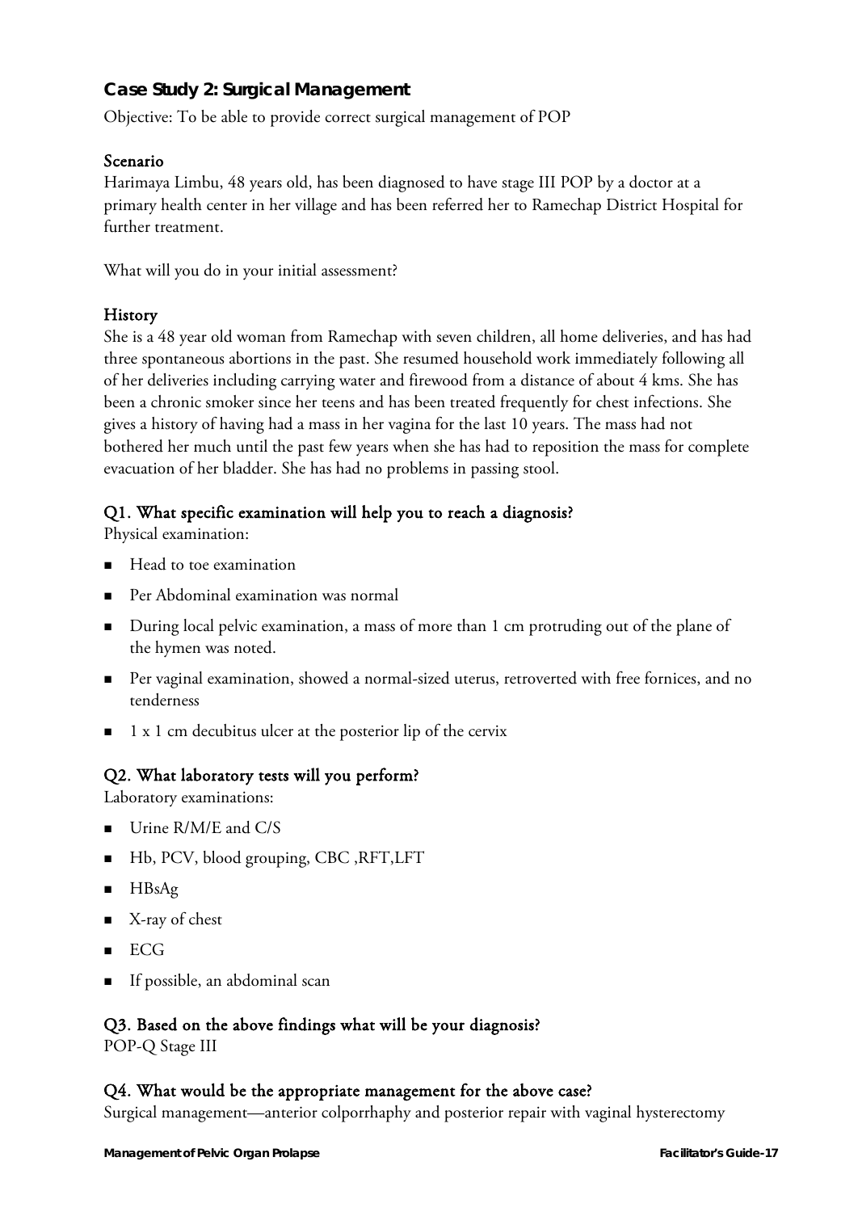### Case Study 2: Surgical Management

Objective: To be able to provide correct surgical management of POP

#### Scenario

Harimaya Limbu, 48 years old, has been diagnosed to have stage III POP by a doctor at a primary health center in her village and has been referred her to Ramechap District Hospital for further treatment.

What will you do in your initial assessment?

#### History

She is a 48 year old woman from Ramechap with seven children, all home deliveries, and has had three spontaneous abortions in the past. She resumed household work immediately following all of her deliveries including carrying water and firewood from a distance of about 4 kms. She has been a chronic smoker since her teens and has been treated frequently for chest infections. She gives a history of having had a mass in her vagina for the last 10 years. The mass had not bothered her much until the past few years when she has had to reposition the mass for complete evacuation of her bladder. She has had no problems in passing stool.

#### Q1. What specific examination will help you to reach a diagnosis?

Physical examination:

- Head to toe examination
- Per Abdominal examination was normal
- During local pelvic examination, a mass of more than 1 cm protruding out of the plane of the hymen was noted.
- Per vaginal examination, showed a normal-sized uterus, retroverted with free fornices, and no tenderness
- 1 x 1 cm decubitus ulcer at the posterior lip of the cervix

#### Q2. What laboratory tests will you perform?

Laboratory examinations:

- Urine R/M/E and C/S
- Hb, PCV, blood grouping, CBC ,RFT,LFT
- HBsAg
- X-ray of chest
- ECG
- If possible, an abdominal scan

#### Q3. Based on the above findings what will be your diagnosis?

POP-Q Stage III

#### Q4. What would be the appropriate management for the above case?

Surgical management—anterior colporrhaphy and posterior repair with vaginal hysterectomy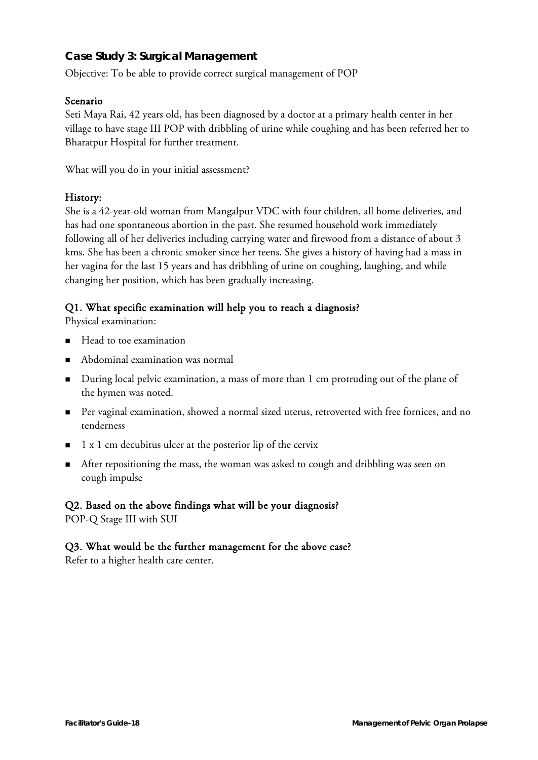## Case Study 3: Surgical Management

Objective: To be able to provide correct surgical management of POP

### Scenario

Seti Maya Rai, 42 years old, has been diagnosed by a doctor at a primary health center in her village to have stage III POP with dribbling of urine while coughing and has been referred her to Bharatpur Hospital for further treatment.

What will you do in your initial assessment?

### History:

She is a 42-year-old woman from Mangalpur VDC with four children, all home deliveries, and has had one spontaneous abortion in the past. She resumed household work immediately following all of her deliveries including carrying water and firewood from a distance of about 3 kms. She has been a chronic smoker since her teens. She gives a history of having had a mass in her vagina for the last 15 years and has dribbling of urine on coughing, laughing, and while changing her position, which has been gradually increasing.

### Q1. What specific examination will help you to reach a diagnosis?

Physical examination:

- Head to toe examination
- Abdominal examination was normal
- During local pelvic examination, a mass of more than 1 cm protruding out of the plane of the hymen was noted.
- Per vaginal examination, showed a normal sized uterus, retroverted with free fornices, and no tenderness
- 1 x 1 cm decubitus ulcer at the posterior lip of the cervix
- After repositioning the mass, the woman was asked to cough and dribbling was seen on cough impulse

### Q2. Based on the above findings what will be your diagnosis?

POP-Q Stage III with SUI

### Q3. What would be the further management for the above case?

Refer to a higher health care center.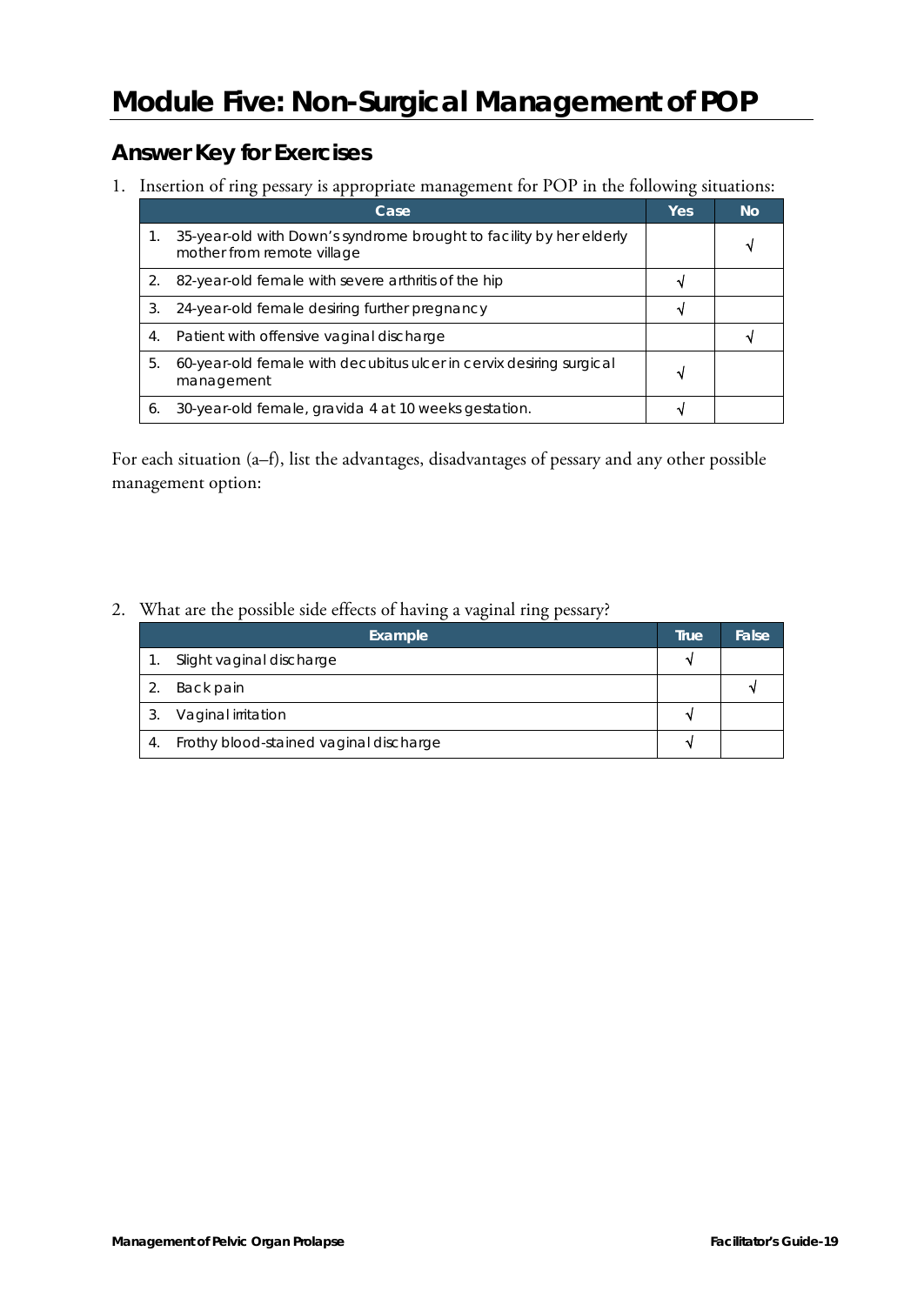# Module Five: Non-Surgical Management of POP

## Answer Key for Exercises

1. Insertion of ring pessary is appropriate management for POP in the following situations:

| Case | Yes | No |
|---|---|---|
| 1. 35-year-old with Down's syndrome brought to facility by her elderly mother from remote village | | √ |
| 2. 82-year-old female with severe arthritis of the hip | √ | |
| 3. 24-year-old female desiring further pregnancy | √ | |
| 4. Patient with offensive vaginal discharge | | √ |
| 5. 60-year-old female with decubitus ulcer in cervix desiring surgical management | √ | |
| 6. 30-year-old female, gravida 4 at 10 weeks gestation. | √ | |

For each situation (a–f), list the advantages, disadvantages of pessary and any other possible management option:

2. What are the possible side effects of having a vaginal ring pessary?

| Example | True | False |
|---|---|---|
| 1. Slight vaginal discharge | √ | |
| 2. Back pain | | √ |
| 3. Vaginal irritation | √ | |
| 4. Frothy blood-stained vaginal discharge | √ | |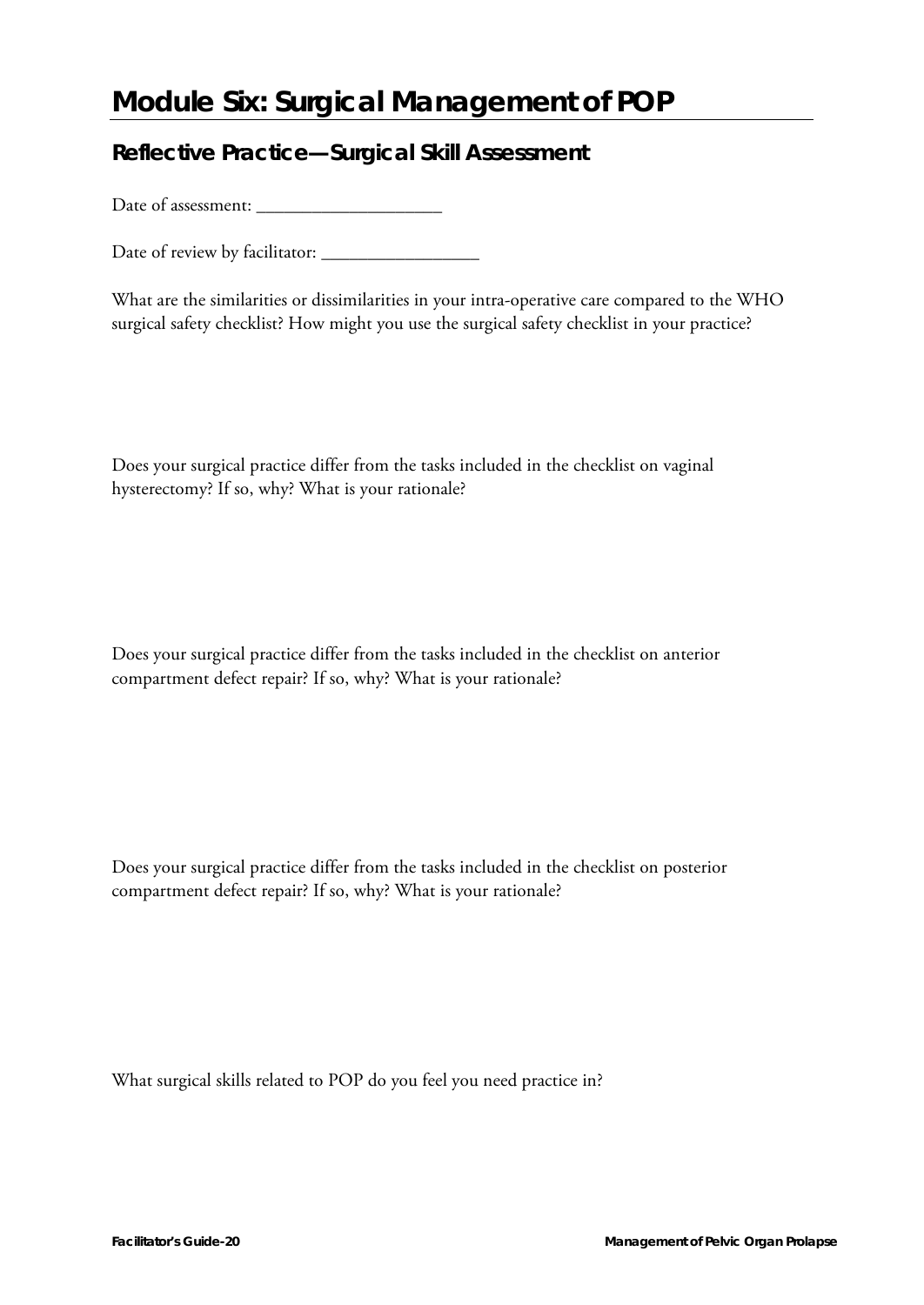# Module Six: Surgical Management of POP

## Reflective Practice—Surgical Skill Assessment

Date of assessment: ____________________

Date of review by facilitator: _________________

What are the similarities or dissimilarities in your intra-operative care compared to the WHO surgical safety checklist? How might you use the surgical safety checklist in your practice?

Does your surgical practice differ from the tasks included in the checklist on vaginal hysterectomy? If so, why? What is your rationale?

Does your surgical practice differ from the tasks included in the checklist on anterior compartment defect repair? If so, why? What is your rationale?

Does your surgical practice differ from the tasks included in the checklist on posterior compartment defect repair? If so, why? What is your rationale?

What surgical skills related to POP do you feel you need practice in?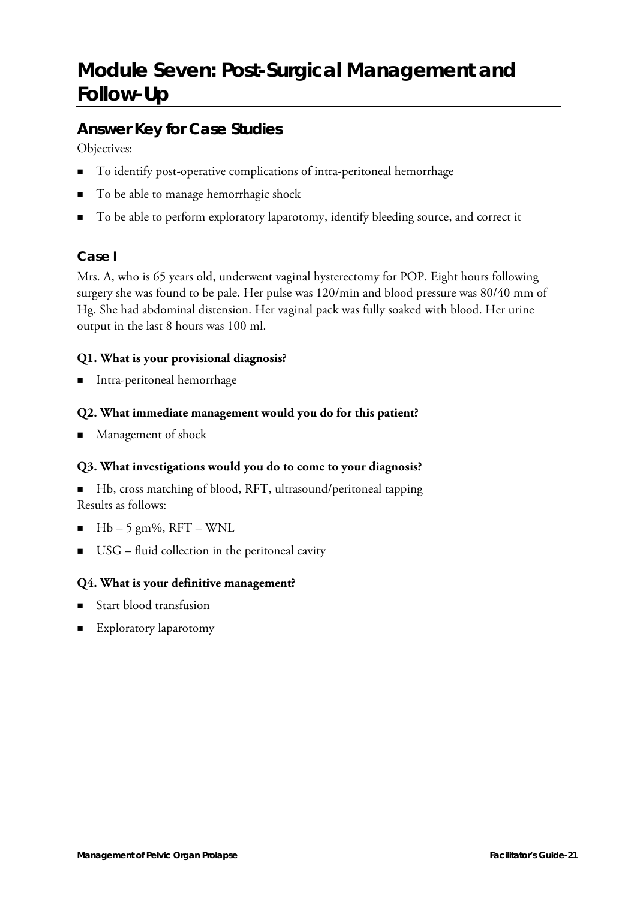# Module Seven: Post-Surgical Management and Follow-Up

## Answer Key for Case Studies

Objectives:

- To identify post-operative complications of intra-peritoneal hemorrhage
- To be able to manage hemorrhagic shock
- To be able to perform exploratory laparotomy, identify bleeding source, and correct it

### Case I

Mrs. A, who is 65 years old, underwent vaginal hysterectomy for POP. Eight hours following surgery she was found to be pale. Her pulse was 120/min and blood pressure was 80/40 mm of Hg. She had abdominal distension. Her vaginal pack was fully soaked with blood. Her urine output in the last 8 hours was 100 ml.

**Q1. What is your provisional diagnosis?**

- Intra-peritoneal hemorrhage

**Q2. What immediate management would you do for this patient?**

- Management of shock

**Q3. What investigations would you do to come to your diagnosis?**

- Hb, cross matching of blood, RFT, ultrasound/peritoneal tapping

Results as follows:

- Hb – 5 gm%, RFT – WNL
- USG – fluid collection in the peritoneal cavity

**Q4. What is your definitive management?**

- Start blood transfusion
- Exploratory laparotomy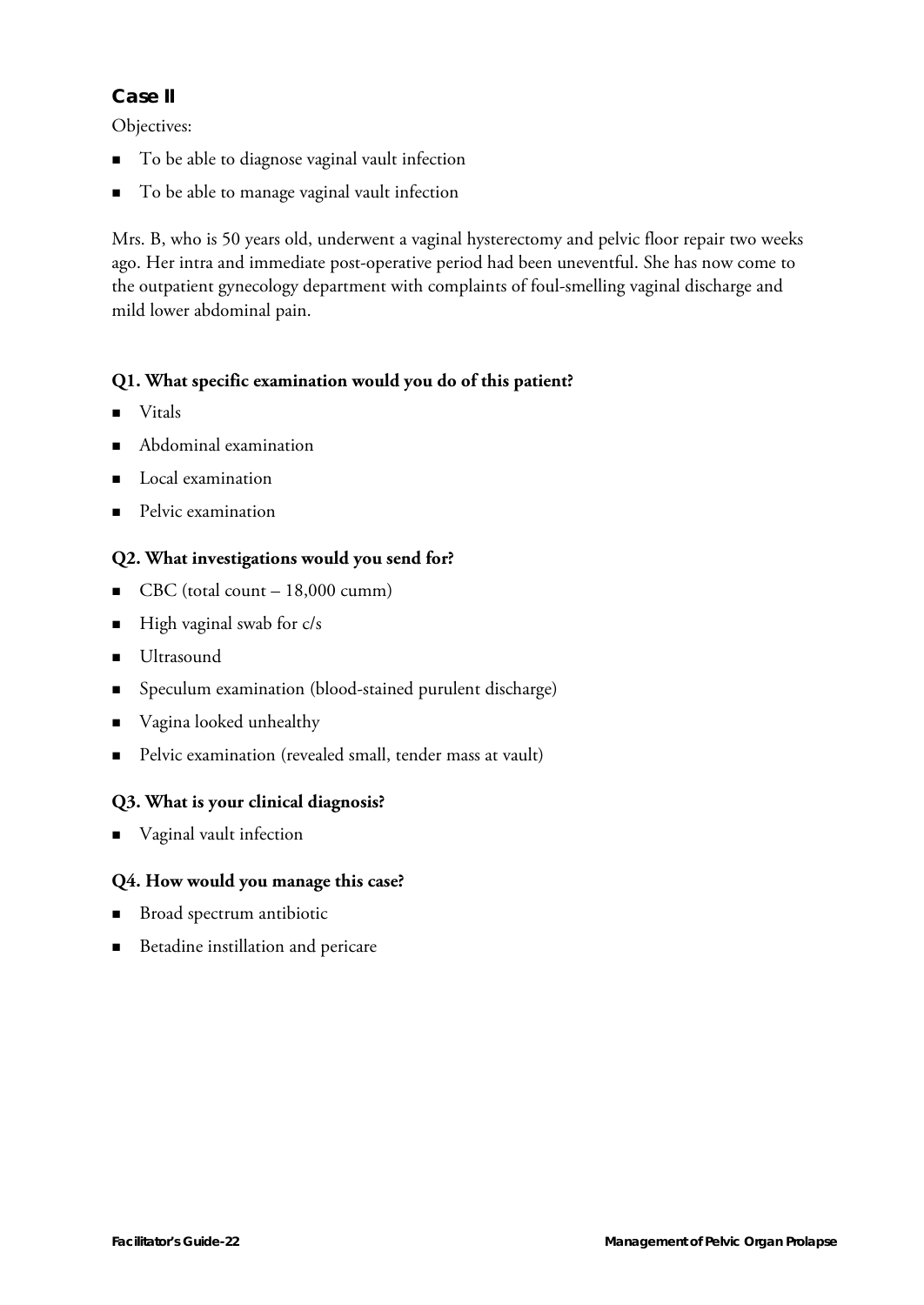## Case II

Objectives:

- To be able to diagnose vaginal vault infection
- To be able to manage vaginal vault infection

Mrs. B, who is 50 years old, underwent a vaginal hysterectomy and pelvic floor repair two weeks ago. Her intra and immediate post-operative period had been uneventful. She has now come to the outpatient gynecology department with complaints of foul-smelling vaginal discharge and mild lower abdominal pain.

**Q1. What specific examination would you do of this patient?**

- Vitals
- Abdominal examination
- Local examination
- Pelvic examination

**Q2. What investigations would you send for?**

- CBC (total count – 18,000 cumm)
- High vaginal swab for c/s
- Ultrasound
- Speculum examination (blood-stained purulent discharge)
- Vagina looked unhealthy
- Pelvic examination (revealed small, tender mass at vault)

**Q3. What is your clinical diagnosis?**

- Vaginal vault infection

**Q4. How would you manage this case?**

- Broad spectrum antibiotic
- Betadine instillation and pericare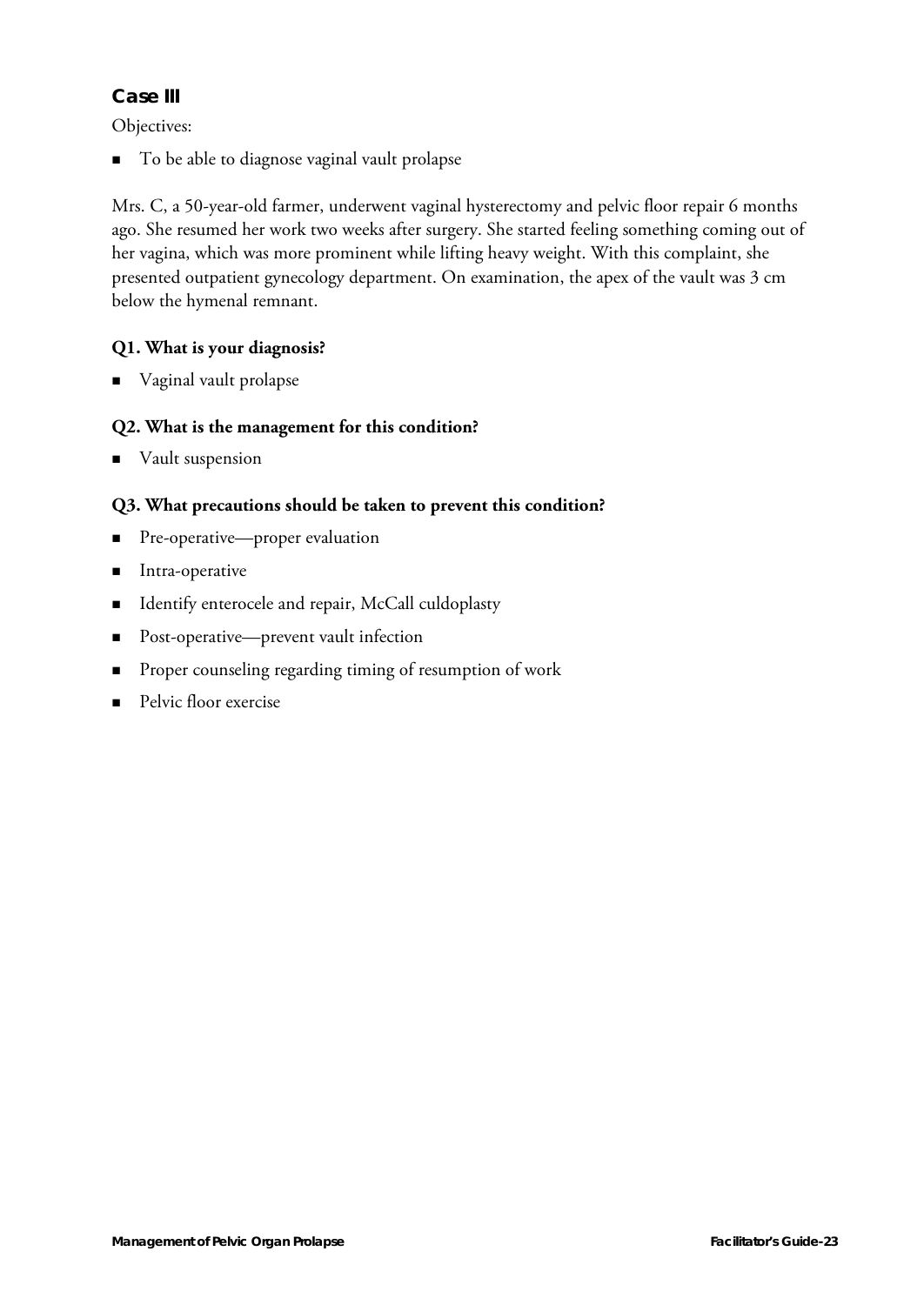## Case III

Objectives:

- To be able to diagnose vaginal vault prolapse

Mrs. C, a 50-year-old farmer, underwent vaginal hysterectomy and pelvic floor repair 6 months ago. She resumed her work two weeks after surgery. She started feeling something coming out of her vagina, which was more prominent while lifting heavy weight. With this complaint, she presented outpatient gynecology department. On examination, the apex of the vault was 3 cm below the hymenal remnant.

### Q1. What is your diagnosis?

- Vaginal vault prolapse

### Q2. What is the management for this condition?

- Vault suspension

### Q3. What precautions should be taken to prevent this condition?

- Pre-operative—proper evaluation
- Intra-operative
- Identify enterocele and repair, McCall culdoplasty
- Post-operative—prevent vault infection
- Proper counseling regarding timing of resumption of work
- Pelvic floor exercise